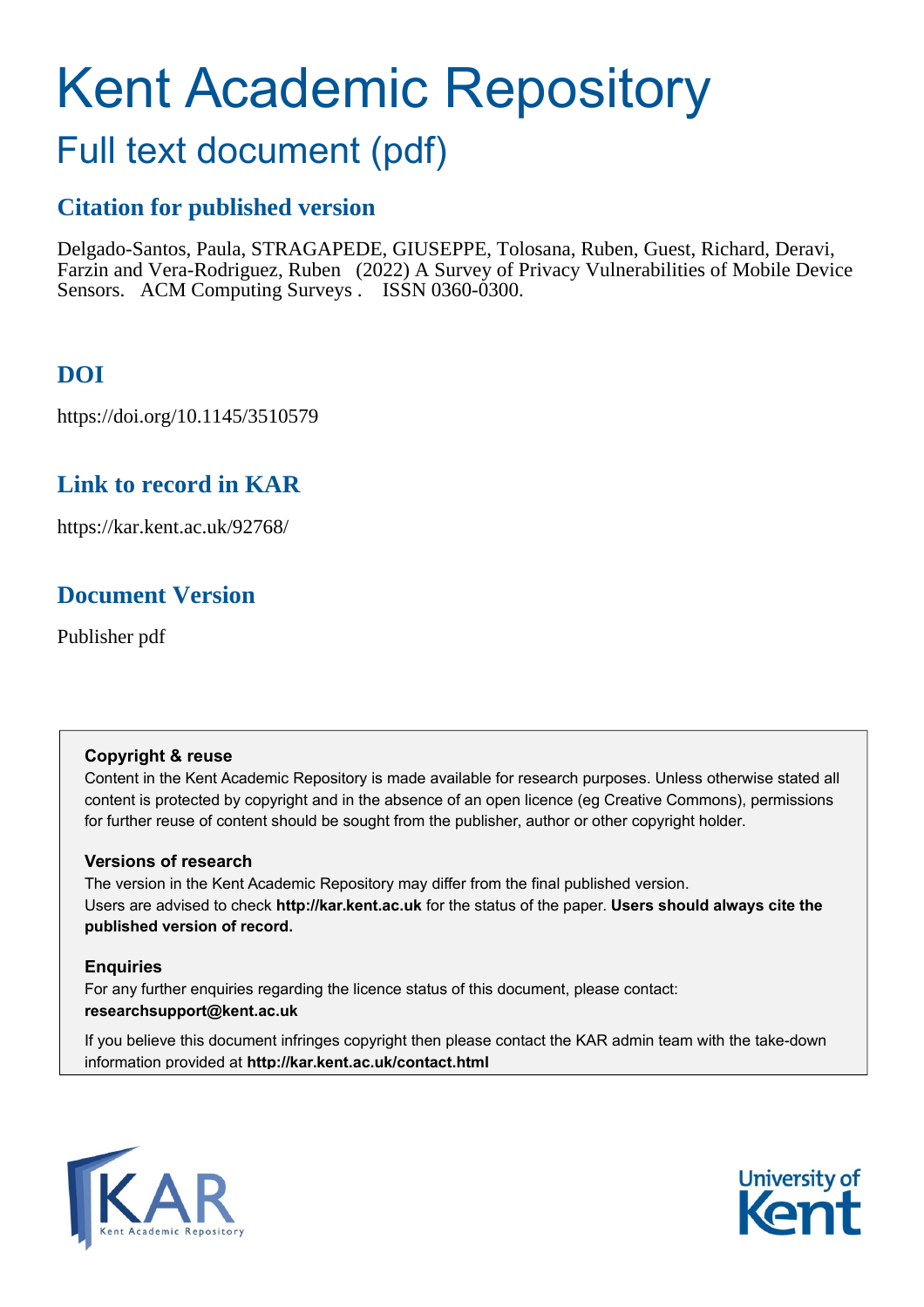# Kent Academic Repository

## Full text document (pdf)

### Citation for published version

Delgado-Santos, Paula, STRAGAPEDE, GIUSEPPE, Tolosana, Ruben, Guest, Richard, Deravi, Farzin and Vera-Rodriguez, Ruben (2022) A Survey of Privacy Vulnerabilities of Mobile Device Sensors. ACM Computing Surveys . ISSN 0360-0300.

### DOI

https://doi.org/10.1145/3510579

### Link to record in KAR

https://kar.kent.ac.uk/92768/

### Document Version

Publisher pdf

**Copyright & reuse**

Content in the Kent Academic Repository is made available for research purposes. Unless otherwise stated all content is protected by copyright and in the absence of an open licence (eg Creative Commons), permissions for further reuse of content should be sought from the publisher, author or other copyright holder.

**Versions of research**

The version in the Kent Academic Repository may differ from the final published version. Users are advised to check **http://kar.kent.ac.uk** for the status of the paper. **Users should always cite the published version of record.**

**Enquiries**

For any further enquiries regarding the licence status of this document, please contact: **researchsupport@kent.ac.uk**

If you believe this document infringes copyright then please contact the KAR admin team with the take-down information provided at **http://kar.kent.ac.uk/contact.html**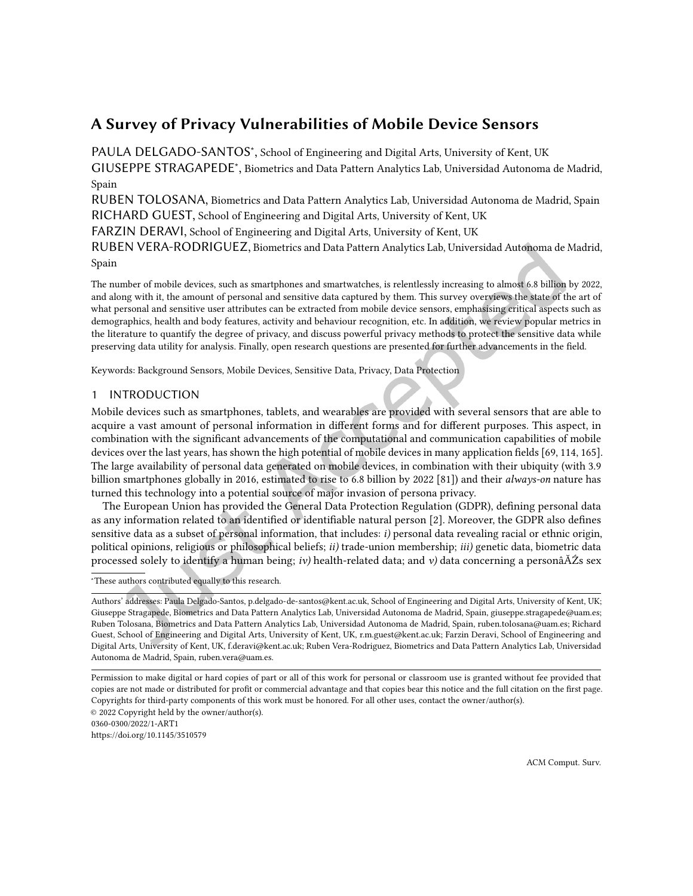# A Survey of Privacy Vulnerabilities of Mobile Device Sensors

PAULA DELGADO-SANTOS*, School of Engineering and Digital Arts, University of Kent, UK

GIUSEPPE STRAGAPEDE*, Biometrics and Data Pattern Analytics Lab, Universidad Autonoma de Madrid, Spain

RUBEN TOLOSANA, Biometrics and Data Pattern Analytics Lab, Universidad Autonoma de Madrid, Spain

RICHARD GUEST, School of Engineering and Digital Arts, University of Kent, UK

FARZIN DERAVI, School of Engineering and Digital Arts, University of Kent, UK

RUBEN VERA-RODRIGUEZ, Biometrics and Data Pattern Analytics Lab, Universidad Autonoma de Madrid, Spain

The number of mobile devices, such as smartphones and smartwatches, is relentlessly increasing to almost 6.8 billion by 2022, and along with it, the amount of personal and sensitive data captured by them. This survey overviews the state of the art of what personal and sensitive user attributes can be extracted from mobile device sensors, emphasising critical aspects such as demographics, health and body features, activity and behaviour recognition, etc. In addition, we review popular metrics in the literature to quantify the degree of privacy, and discuss powerful privacy methods to protect the sensitive data while preserving data utility for analysis. Finally, open research questions are presented for further advancements in the field.

Keywords: Background Sensors, Mobile Devices, Sensitive Data, Privacy, Data Protection

## 1 INTRODUCTION

Mobile devices such as smartphones, tablets, and wearables are provided with several sensors that are able to acquire a vast amount of personal information in different forms and for different purposes. This aspect, in combination with the significant advancements of the computational and communication capabilities of mobile devices over the last years, has shown the high potential of mobile devices in many application fields [69, 114, 165]. The large availability of personal data generated on mobile devices, in combination with their ubiquity (with 3.9 billion smartphones globally in 2016, estimated to rise to 6.8 billion by 2022 [81]) and their *always-on* nature has turned this technology into a potential source of major invasion of persona privacy.

The European Union has provided the General Data Protection Regulation (GDPR), defining personal data as any information related to an identified or identifiable natural person [2]. Moreover, the GDPR also defines sensitive data as a subset of personal information, that includes: *i)* personal data revealing racial or ethnic origin, political opinions, religious or philosophical beliefs; *ii)* trade-union membership; *iii)* genetic data, biometric data processed solely to identify a human being; *iv)* health-related data; and *v)* data concerning a personâĂŹs sex

*These authors contributed equally to this research.

Authors' addresses: Paula Delgado-Santos, p.delgado-de-santos@kent.ac.uk, School of Engineering and Digital Arts, University of Kent, UK; Giuseppe Stragapede, Biometrics and Data Pattern Analytics Lab, Universidad Autonoma de Madrid, Spain, giuseppe.stragapede@uam.es; Ruben Tolosana, Biometrics and Data Pattern Analytics Lab, Universidad Autonoma de Madrid, Spain, ruben.tolosana@uam.es; Richard Guest, School of Engineering and Digital Arts, University of Kent, UK, r.m.guest@kent.ac.uk; Farzin Deravi, School of Engineering and Digital Arts, University of Kent, UK, f.deravi@kent.ac.uk; Ruben Vera-Rodriguez, Biometrics and Data Pattern Analytics Lab, Universidad Autonoma de Madrid, Spain, ruben.vera@uam.es.

Permission to make digital or hard copies of part or all of this work for personal or classroom use is granted without fee provided that copies are not made or distributed for profit or commercial advantage and that copies bear this notice and the full citation on the first page. Copyrights for third-party components of this work must be honored. For all other uses, contact the owner/author(s).

© 2022 Copyright held by the owner/author(s).
0360-0300/2022/1-ART1
https://doi.org/10.1145/3510579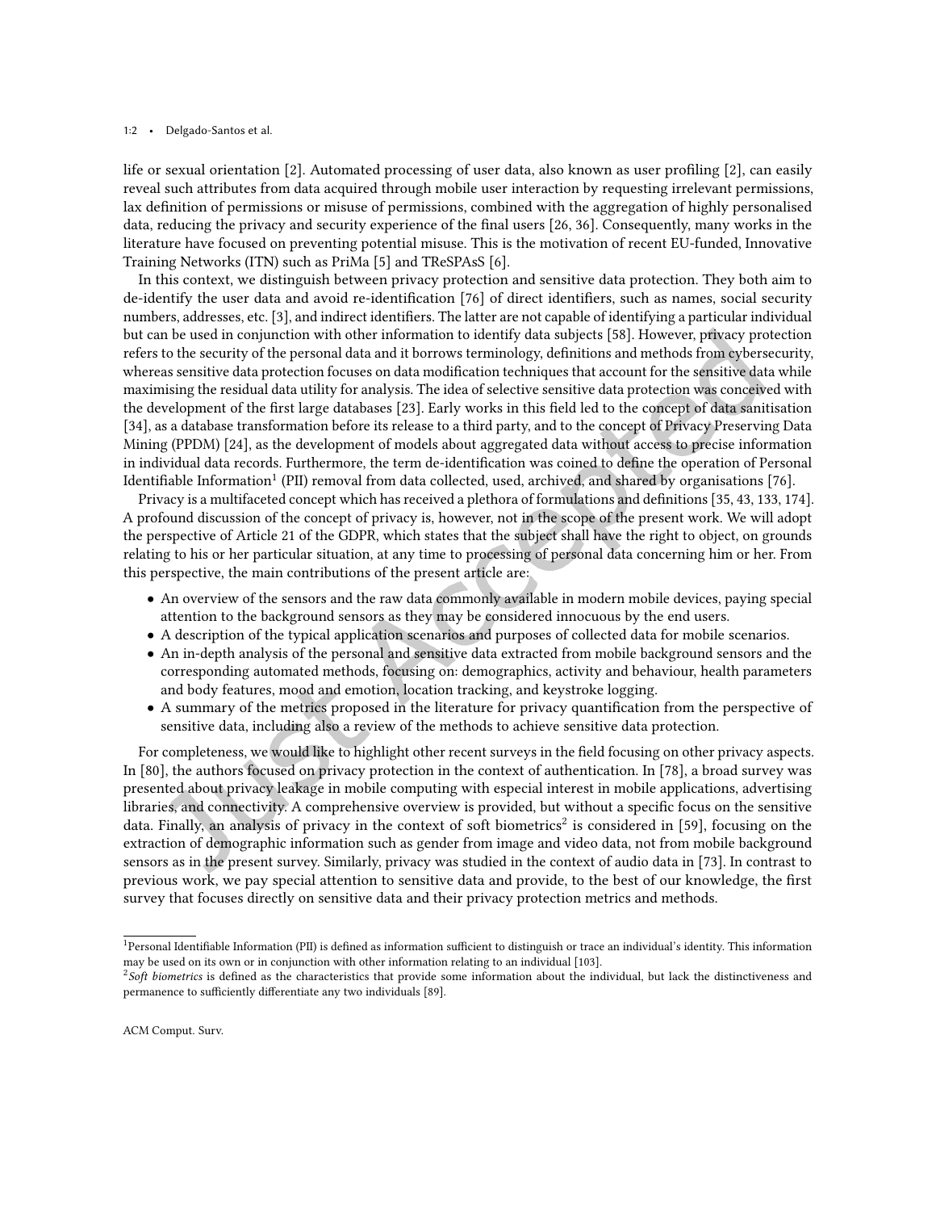life or sexual orientation [2]. Automated processing of user data, also known as user profiling [2], can easily reveal such attributes from data acquired through mobile user interaction by requesting irrelevant permissions, lax definition of permissions or misuse of permissions, combined with the aggregation of highly personalised data, reducing the privacy and security experience of the final users [26, 36]. Consequently, many works in the literature have focused on preventing potential misuse. This is the motivation of recent EU-funded, Innovative Training Networks (ITN) such as PriMa [5] and TReSPAsS [6].

In this context, we distinguish between privacy protection and sensitive data protection. They both aim to de-identify the user data and avoid re-identification [76] of direct identifiers, such as names, social security numbers, addresses, etc. [3], and indirect identifiers. The latter are not capable of identifying a particular individual but can be used in conjunction with other information to identify data subjects [58]. However, privacy protection refers to the security of the personal data and it borrows terminology, definitions and methods from cybersecurity, whereas sensitive data protection focuses on data modification techniques that account for the sensitive data while maximising the residual data utility for analysis. The idea of selective sensitive data protection was conceived with the development of the first large databases [23]. Early works in this field led to the concept of data sanitisation [34], as a database transformation before its release to a third party, and to the concept of Privacy Preserving Data Mining (PPDM) [24], as the development of models about aggregated data without access to precise information in individual data records. Furthermore, the term de-identification was coined to define the operation of Personal Identifiable Information[1] (PII) removal from data collected, used, archived, and shared by organisations [76].

Privacy is a multifaceted concept which has received a plethora of formulations and definitions [35, 43, 133, 174]. A profound discussion of the concept of privacy is, however, not in the scope of the present work. We will adopt the perspective of Article 21 of the GDPR, which states that the subject shall have the right to object, on grounds relating to his or her particular situation, at any time to processing of personal data concerning him or her. From this perspective, the main contributions of the present article are:

- An overview of the sensors and the raw data commonly available in modern mobile devices, paying special attention to the background sensors as they may be considered innocuous by the end users.
- A description of the typical application scenarios and purposes of collected data for mobile scenarios.
- An in-depth analysis of the personal and sensitive data extracted from mobile background sensors and the corresponding automated methods, focusing on: demographics, activity and behaviour, health parameters and body features, mood and emotion, location tracking, and keystroke logging.
- A summary of the metrics proposed in the literature for privacy quantification from the perspective of sensitive data, including also a review of the methods to achieve sensitive data protection.

For completeness, we would like to highlight other recent surveys in the field focusing on other privacy aspects. In [80], the authors focused on privacy protection in the context of authentication. In [78], a broad survey was presented about privacy leakage in mobile computing with especial interest in mobile applications, advertising libraries, and connectivity. A comprehensive overview is provided, but without a specific focus on the sensitive data. Finally, an analysis of privacy in the context of soft biometrics[2] is considered in [59], focusing on the extraction of demographic information such as gender from image and video data, not from mobile background sensors as in the present survey. Similarly, privacy was studied in the context of audio data in [73]. In contrast to previous work, we pay special attention to sensitive data and provide, to the best of our knowledge, the first survey that focuses directly on sensitive data and their privacy protection metrics and methods.

[1] Personal Identifiable Information (PII) is defined as information sufficient to distinguish or trace an individual's identity. This information may be used on its own or in conjunction with other information relating to an individual [103].

[2] *Soft biometrics* is defined as the characteristics that provide some information about the individual, but lack the distinctiveness and permanence to sufficiently differentiate any two individuals [89].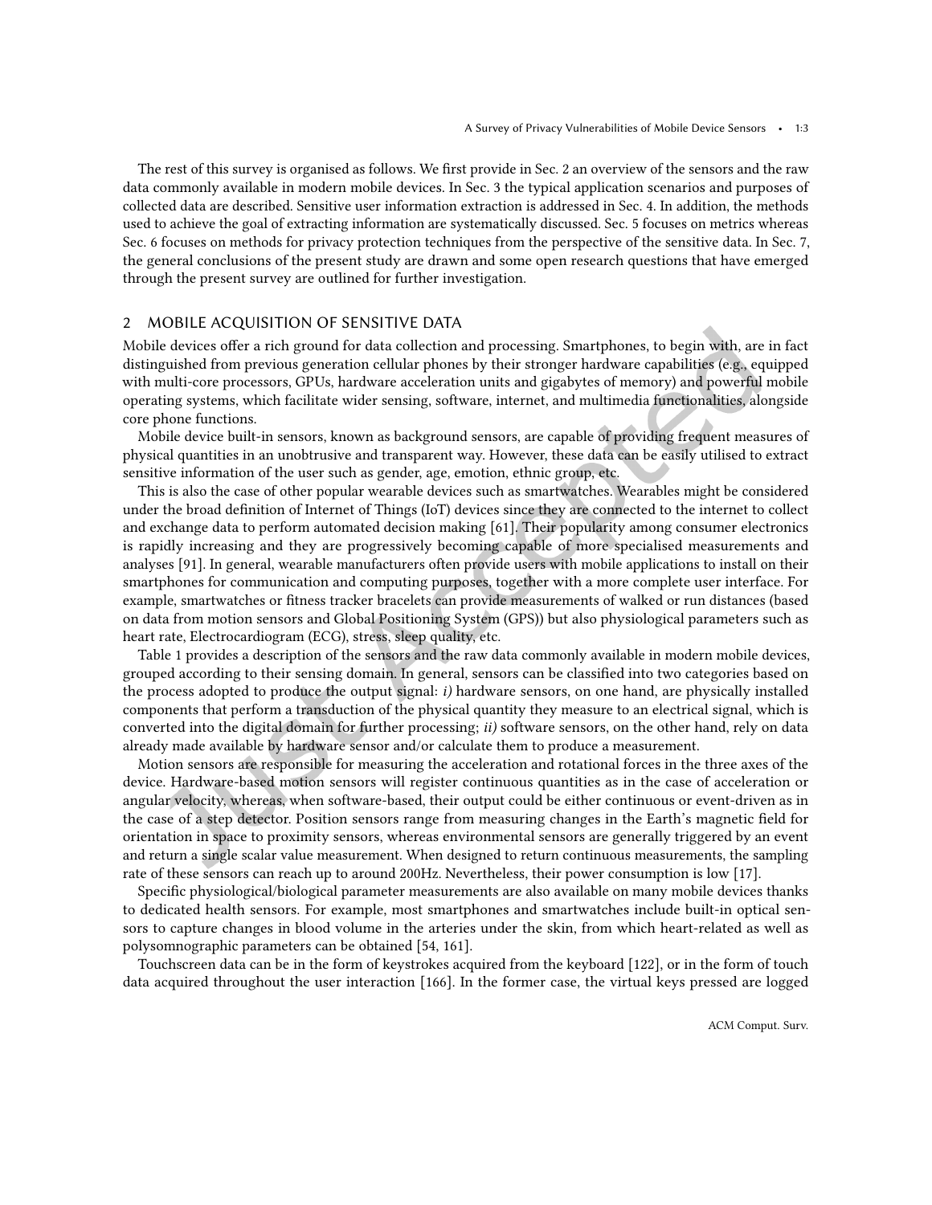The rest of this survey is organised as follows. We first provide in Sec. 2 an overview of the sensors and the raw data commonly available in modern mobile devices. In Sec. 3 the typical application scenarios and purposes of collected data are described. Sensitive user information extraction is addressed in Sec. 4. In addition, the methods used to achieve the goal of extracting information are systematically discussed. Sec. 5 focuses on metrics whereas Sec. 6 focuses on methods for privacy protection techniques from the perspective of the sensitive data. In Sec. 7, the general conclusions of the present study are drawn and some open research questions that have emerged through the present survey are outlined for further investigation.

## 2 MOBILE ACQUISITION OF SENSITIVE DATA

Mobile devices offer a rich ground for data collection and processing. Smartphones, to begin with, are in fact distinguished from previous generation cellular phones by their stronger hardware capabilities (e.g., equipped with multi-core processors, GPUs, hardware acceleration units and gigabytes of memory) and powerful mobile operating systems, which facilitate wider sensing, software, internet, and multimedia functionalities, alongside core phone functions.

Mobile device built-in sensors, known as background sensors, are capable of providing frequent measures of physical quantities in an unobtrusive and transparent way. However, these data can be easily utilised to extract sensitive information of the user such as gender, age, emotion, ethnic group, etc.

This is also the case of other popular wearable devices such as smartwatches. Wearables might be considered under the broad definition of Internet of Things (IoT) devices since they are connected to the internet to collect and exchange data to perform automated decision making [61]. Their popularity among consumer electronics is rapidly increasing and they are progressively becoming capable of more specialised measurements and analyses [91]. In general, wearable manufacturers often provide users with mobile applications to install on their smartphones for communication and computing purposes, together with a more complete user interface. For example, smartwatches or fitness tracker bracelets can provide measurements of walked or run distances (based on data from motion sensors and Global Positioning System (GPS)) but also physiological parameters such as heart rate, Electrocardiogram (ECG), stress, sleep quality, etc.

Table 1 provides a description of the sensors and the raw data commonly available in modern mobile devices, grouped according to their sensing domain. In general, sensors can be classified into two categories based on the process adopted to produce the output signal: *i)* hardware sensors, on one hand, are physically installed components that perform a transduction of the physical quantity they measure to an electrical signal, which is converted into the digital domain for further processing; *ii)* software sensors, on the other hand, rely on data already made available by hardware sensor and/or calculate them to produce a measurement.

Motion sensors are responsible for measuring the acceleration and rotational forces in the three axes of the device. Hardware-based motion sensors will register continuous quantities as in the case of acceleration or angular velocity, whereas, when software-based, their output could be either continuous or event-driven as in the case of a step detector. Position sensors range from measuring changes in the Earth's magnetic field for orientation in space to proximity sensors, whereas environmental sensors are generally triggered by an event and return a single scalar value measurement. When designed to return continuous measurements, the sampling rate of these sensors can reach up to around 200Hz. Nevertheless, their power consumption is low [17].

Specific physiological/biological parameter measurements are also available on many mobile devices thanks to dedicated health sensors. For example, most smartphones and smartwatches include built-in optical sensors to capture changes in blood volume in the arteries under the skin, from which heart-related as well as polysomnographic parameters can be obtained [54, 161].

Touchscreen data can be in the form of keystrokes acquired from the keyboard [122], or in the form of touch data acquired throughout the user interaction [166]. In the former case, the virtual keys pressed are logged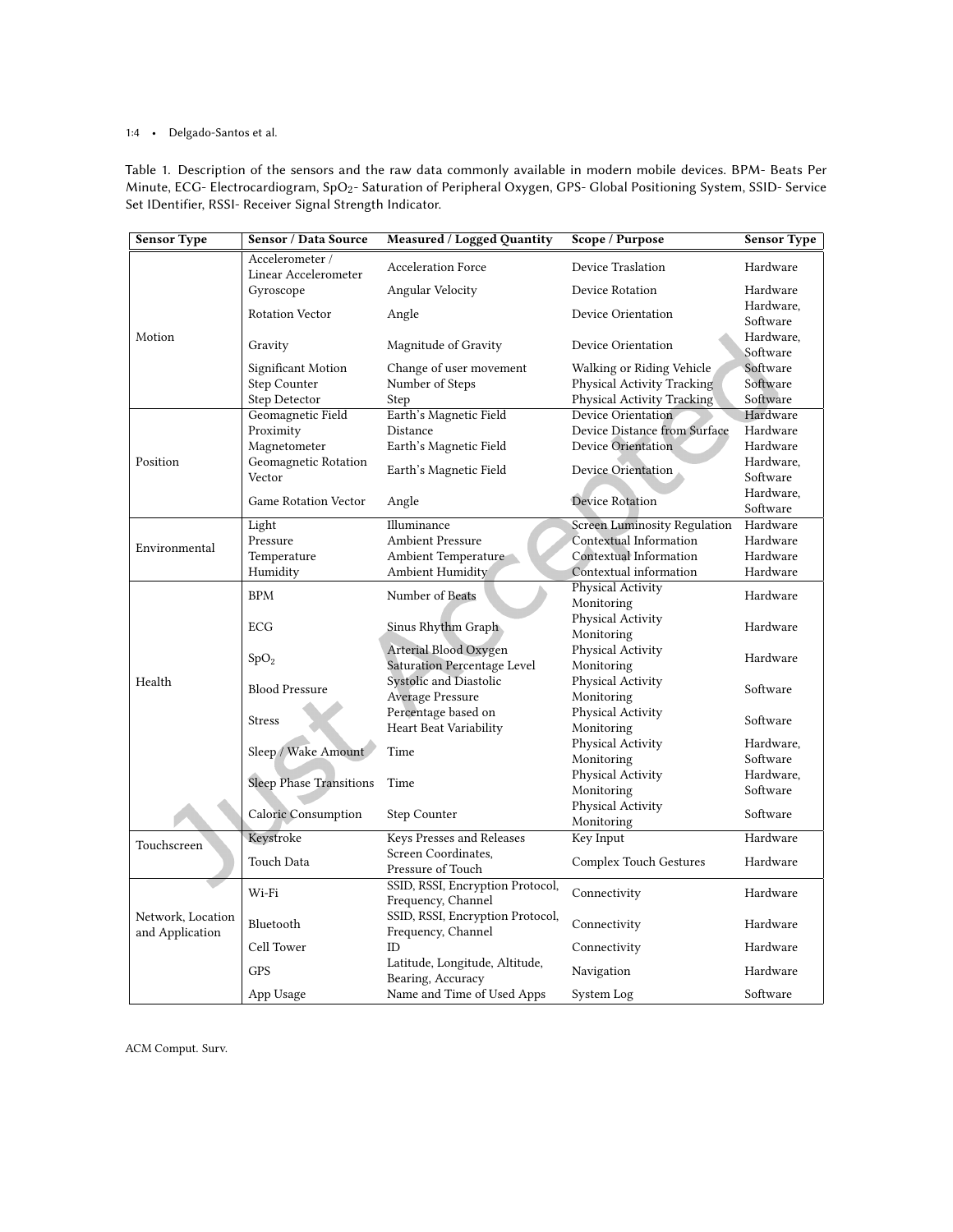Table 1. Description of the sensors and the raw data commonly available in modern mobile devices. BPM- Beats Per Minute, ECG- Electrocardiogram, $SpO_2$- Saturation of Peripheral Oxygen, GPS- Global Positioning System, SSID- Service Set IDentifier, RSSI- Receiver Signal Strength Indicator.

| Sensor Type | Sensor / Data Source | Measured / Logged Quantity | Scope / Purpose | Sensor Type |
|---|---|---|---|---|
| Motion | Accelerometer / Linear Accelerometer | Acceleration Force | Device Traslation | Hardware |
| | Gyroscope | Angular Velocity | Device Rotation | Hardware |
| | Rotation Vector | Angle | Device Orientation | Hardware, Software |
| | Gravity | Magnitude of Gravity | Device Orientation | Hardware, Software |
| | Significant Motion | Change of user movement | Walking or Riding Vehicle | Software |
| | Step Counter | Number of Steps | Physical Activity Tracking | Software |
| | Step Detector | Step | Physical Activity Tracking | Software |
| Position | Geomagnetic Field | Earth's Magnetic Field | Device Orientation | Hardware |
| | Proximity | Distance | Device Distance from Surface | Hardware |
| | Magnetometer | Earth's Magnetic Field | Device Orientation | Hardware |
| | Geomagnetic Rotation Vector | Earth's Magnetic Field | Device Orientation | Hardware, Software |
| | Game Rotation Vector | Angle | Device Rotation | Hardware, Software |
| Environmental | Light | Illuminance | Screen Luminosity Regulation | Hardware |
| | Pressure | Ambient Pressure | Contextual Information | Hardware |
| | Temperature | Ambient Temperature | Contextual Information | Hardware |
| | Humidity | Ambient Humidity | Contextual information | Hardware |
| Health | BPM | Number of Beats | Physical Activity Monitoring | Hardware |
| | ECG | Sinus Rhythm Graph | Physical Activity Monitoring | Hardware |
| | $SpO_2$ | Arterial Blood Oxygen Saturation Percentage Level | Physical Activity Monitoring | Hardware |
| | Blood Pressure | Systolic and Diastolic Average Pressure | Physical Activity Monitoring | Software |
| | Stress | Percentage based on Heart Beat Variability | Physical Activity Monitoring | Software |
| | Sleep / Wake Amount | Time | Physical Activity Monitoring | Hardware, Software |
| | Sleep Phase Transitions | Time | Physical Activity Monitoring | Hardware, Software |
| | Caloric Consumption | Step Counter | Physical Activity Monitoring | Software |
| Touchscreen | Keystroke | Keys Presses and Releases | Key Input | Hardware |
| | Touch Data | Screen Coordinates, Pressure of Touch | Complex Touch Gestures | Hardware |
| Network, Location and Application | Wi-Fi | SSID, RSSI, Encryption Protocol, Frequency, Channel | Connectivity | Hardware |
| | Bluetooth | SSID, RSSI, Encryption Protocol, Frequency, Channel | Connectivity | Hardware |
| | Cell Tower | ID | Connectivity | Hardware |
| | GPS | Latitude, Longitude, Altitude, Bearing, Accuracy | Navigation | Hardware |
| | App Usage | Name and Time of Used Apps | System Log | Software |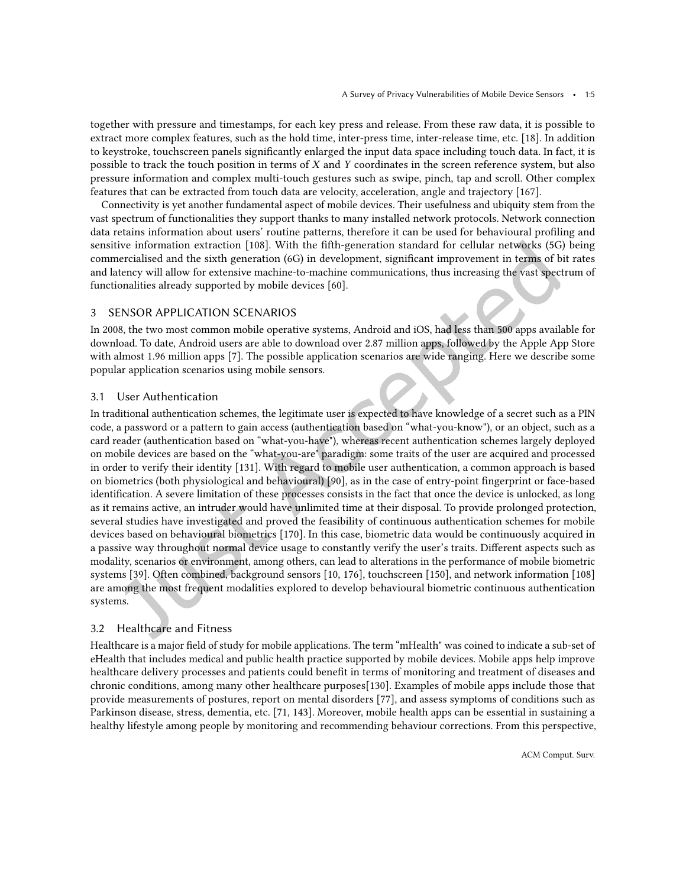together with pressure and timestamps, for each key press and release. From these raw data, it is possible to extract more complex features, such as the hold time, inter-press time, inter-release time, etc. [18]. In addition to keystroke, touchscreen panels significantly enlarged the input data space including touch data. In fact, it is possible to track the touch position in terms of $X$ and $Y$ coordinates in the screen reference system, but also pressure information and complex multi-touch gestures such as swipe, pinch, tap and scroll. Other complex features that can be extracted from touch data are velocity, acceleration, angle and trajectory [167].

Connectivity is yet another fundamental aspect of mobile devices. Their usefulness and ubiquity stem from the vast spectrum of functionalities they support thanks to many installed network protocols. Network connection data retains information about users' routine patterns, therefore it can be used for behavioural profiling and sensitive information extraction [108]. With the fifth-generation standard for cellular networks (5G) being commercialised and the sixth generation (6G) in development, significant improvement in terms of bit rates and latency will allow for extensive machine-to-machine communications, thus increasing the vast spectrum of functionalities already supported by mobile devices [60].

## 3 SENSOR APPLICATION SCENARIOS

In 2008, the two most common mobile operative systems, Android and iOS, had less than 500 apps available for download. To date, Android users are able to download over 2.87 million apps, followed by the Apple App Store with almost 1.96 million apps [7]. The possible application scenarios are wide ranging. Here we describe some popular application scenarios using mobile sensors.

### 3.1 User Authentication

In traditional authentication schemes, the legitimate user is expected to have knowledge of a secret such as a PIN code, a password or a pattern to gain access (authentication based on "what-you-know"), or an object, such as a card reader (authentication based on "what-you-have"), whereas recent authentication schemes largely deployed on mobile devices are based on the "what-you-are" paradigm: some traits of the user are acquired and processed in order to verify their identity [131]. With regard to mobile user authentication, a common approach is based on biometrics (both physiological and behavioural) [90], as in the case of entry-point fingerprint or face-based identification. A severe limitation of these processes consists in the fact that once the device is unlocked, as long as it remains active, an intruder would have unlimited time at their disposal. To provide prolonged protection, several studies have investigated and proved the feasibility of continuous authentication schemes for mobile devices based on behavioural biometrics [170]. In this case, biometric data would be continuously acquired in a passive way throughout normal device usage to constantly verify the user's traits. Different aspects such as modality, scenarios or environment, among others, can lead to alterations in the performance of mobile biometric systems [39]. Often combined, background sensors [10, 176], touchscreen [150], and network information [108] are among the most frequent modalities explored to develop behavioural biometric continuous authentication systems.

### 3.2 Healthcare and Fitness

Healthcare is a major field of study for mobile applications. The term "mHealth" was coined to indicate a sub-set of eHealth that includes medical and public health practice supported by mobile devices. Mobile apps help improve healthcare delivery processes and patients could benefit in terms of monitoring and treatment of diseases and chronic conditions, among many other healthcare purposes[130]. Examples of mobile apps include those that provide measurements of postures, report on mental disorders [77], and assess symptoms of conditions such as Parkinson disease, stress, dementia, etc. [71, 143]. Moreover, mobile health apps can be essential in sustaining a healthy lifestyle among people by monitoring and recommending behaviour corrections. From this perspective,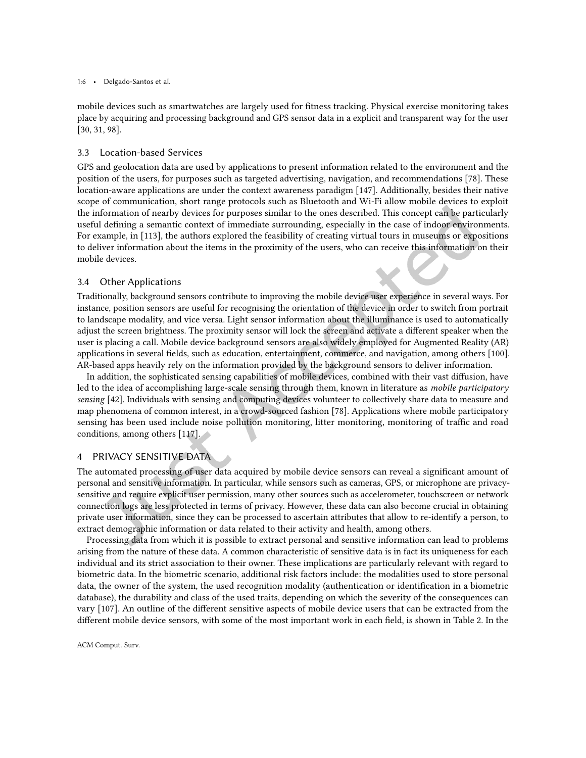mobile devices such as smartwatches are largely used for fitness tracking. Physical exercise monitoring takes place by acquiring and processing background and GPS sensor data in a explicit and transparent way for the user [30, 31, 98].

### 3.3 Location-based Services

GPS and geolocation data are used by applications to present information related to the environment and the position of the users, for purposes such as targeted advertising, navigation, and recommendations [78]. These location-aware applications are under the context awareness paradigm [147]. Additionally, besides their native scope of communication, short range protocols such as Bluetooth and Wi-Fi allow mobile devices to exploit the information of nearby devices for purposes similar to the ones described. This concept can be particularly useful defining a semantic context of immediate surrounding, especially in the case of indoor environments. For example, in [113], the authors explored the feasibility of creating virtual tours in museums or expositions to deliver information about the items in the proximity of the users, who can receive this information on their mobile devices.

### 3.4 Other Applications

Traditionally, background sensors contribute to improving the mobile device user experience in several ways. For instance, position sensors are useful for recognising the orientation of the device in order to switch from portrait to landscape modality, and vice versa. Light sensor information about the illuminance is used to automatically adjust the screen brightness. The proximity sensor will lock the screen and activate a different speaker when the user is placing a call. Mobile device background sensors are also widely employed for Augmented Reality (AR) applications in several fields, such as education, entertainment, commerce, and navigation, among others [100]. AR-based apps heavily rely on the information provided by the background sensors to deliver information.

In addition, the sophisticated sensing capabilities of mobile devices, combined with their vast diffusion, have led to the idea of accomplishing large-scale sensing through them, known in literature as *mobile participatory sensing* [42]. Individuals with sensing and computing devices volunteer to collectively share data to measure and map phenomena of common interest, in a crowd-sourced fashion [78]. Applications where mobile participatory sensing has been used include noise pollution monitoring, litter monitoring, monitoring of traffic and road conditions, among others [117].

## 4 PRIVACY SENSITIVE DATA

The automated processing of user data acquired by mobile device sensors can reveal a significant amount of personal and sensitive information. In particular, while sensors such as cameras, GPS, or microphone are privacy-sensitive and require explicit user permission, many other sources such as accelerometer, touchscreen or network connection logs are less protected in terms of privacy. However, these data can also become crucial in obtaining private user information, since they can be processed to ascertain attributes that allow to re-identify a person, to extract demographic information or data related to their activity and health, among others.

Processing data from which it is possible to extract personal and sensitive information can lead to problems arising from the nature of these data. A common characteristic of sensitive data is in fact its uniqueness for each individual and its strict association to their owner. These implications are particularly relevant with regard to biometric data. In the biometric scenario, additional risk factors include: the modalities used to store personal data, the owner of the system, the used recognition modality (authentication or identification in a biometric database), the durability and class of the used traits, depending on which the severity of the consequences can vary [107]. An outline of the different sensitive aspects of mobile device users that can be extracted from the different mobile device sensors, with some of the most important work in each field, is shown in Table 2. In the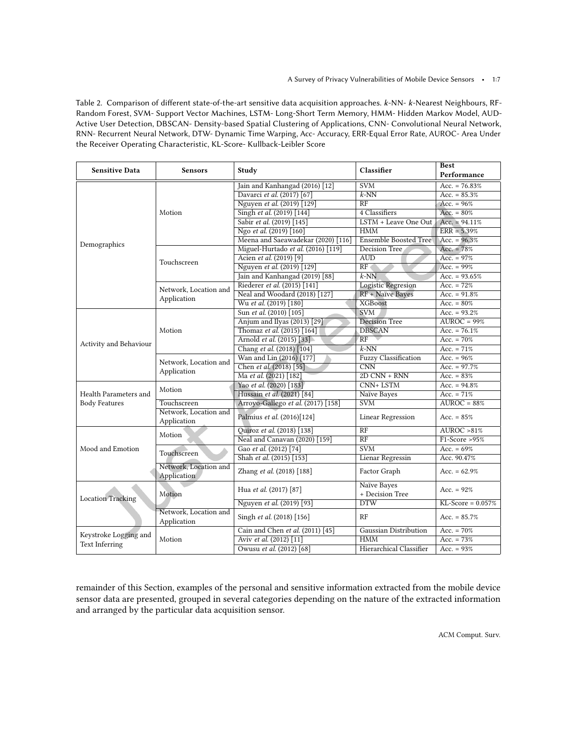Table 2. Comparison of different state-of-the-art sensitive data acquisition approaches. *k*-NN- *k*-Nearest Neighbours, RF- Random Forest, SVM- Support Vector Machines, LSTM- Long-Short Term Memory, HMM- Hidden Markov Model, AUD- Active User Detection, DBSCAN- Density-based Spatial Clustering of Applications, CNN- Convolutional Neural Network, RNN- Recurrent Neural Network, DTW- Dynamic Time Warping, Acc- Accuracy, ERR-Equal Error Rate, AUROC- Area Under the Receiver Operating Characteristic, KL-Score- Kullback-Leibler Score

| Sensitive Data | Sensors | Study | Classifier | Best Performance |
|---|---|---|---|---|
| Demographics | Motion | Jain and Kanhangad (2016) [12] | SVM | Acc. = 76.83% |
| | | Davarci *et al.* (2017) [67] | *k*-NN | Acc. = 85.3% |
| | | Nguyen *et al.* (2019) [129] | RF | Acc. = 96% |
| | | Singh *et al.* (2019) [144] | 4 Classifiers | Acc. = 80% |
| | | Sabir *et al.* (2019) [145] | LSTM + Leave One Out | Acc. = 94.11% |
| | | Ngo *et al.* (2019) [160] | HMM | ERR = 5.39% |
| | | Meena and Saeawadekar (2020) [116] | Ensemble Boosted Tree | Acc. = 96.3% |
| | Touchscreen | Miguel-Hurtado *et al.* (2016) [119] | Decision Tree | Acc. = 78% |
| | | Acien *et al.* (2019) [9] | AUD | Acc. = 97% |
| | | Nguyen *et al.* (2019) [129] | RF | Acc. = 99% |
| | | Jain and Kanhangad (2019) [88] | *k*-NN | Acc. = 93.65% |
| | Network, Location and Application | Riederer *et al.* (2015) [141] | Logistic Regresion | Acc. = 72% |
| | | Neal and Woodard (2018) [127] | RF + Naïve Bayes | Acc. = 91.8% |
| | | Wu *et al.* (2019) [180] | XGBoost | Acc. = 80% |
| Activity and Behaviour | Motion | Sun *et al.* (2010) [105] | SVM | Acc. = 93.2% |
| | | Anjum and Ilyas (2013) [29] | Decision Tree | AUROC = 99% |
| | | Thomaz *et al.* (2015) [164] | DBSCAN | Acc. = 76.1% |
| | | Arnold *et al.* (2015) [33] | RF | Acc. = 70% |
| | | Chang *et al.* (2018) [104] | *k*-NN | Acc. = 71% |
| | Network, Location and Application | Wan and Lin (2016) [177] | Fuzzy Classification | Acc. = 96% |
| | | Chen *et al.* (2018) [55] | CNN | Acc. = 97.7% |
| | | Ma *et al.* (2021) [182] | 2D CNN + RNN | Acc. = 83% |
| Health Parameters and Body Features | Motion | Yao *et al.* (2020) [183] | CNN+ LSTM | Acc. = 94.8% |
| | | Hussain *et al.* (2021) [84] | Naïve Bayes | Acc. = 71% |
| | Touchscreen | Arroyo-Gallego *et al.* (2017) [158] | SVM | AUROC = 88% |
| | Network, Location and Application | Palmius *et al.* (2016)[124] | Linear Regression | Acc. = 85% |
| Mood and Emotion | Motion | Quiroz *et al.* (2018) [138] | RF | AUROC >81% |
| | | Neal and Canavan (2020) [159] | RF | F1-Score >95% |
| | Touchscreen | Gao *et al.* (2012) [74] | SVM | Acc. = 69% |
| | | Shah *et al.* (2015) [153] | Lienar Regressin | Acc. 90.47% |
| | Network, Location and Application | Zhang *et al.* (2018) [188] | Factor Graph | Acc. = 62.9% |
| Location Tracking | Motion | Hua *et al.* (2017) [87] | Naïve Bayes + Decision Tree | Acc. = 92% |
| | | Nguyen *et al.* (2019) [93] | DTW | KL-Score = 0.057% |
| | Network, Location and Application | Singh *et al.* (2018) [156] | RF | Acc. = 85.7% |
| Keystroke Logging and Text Inferring | Motion | Cain and Chen *et al.* (2011) [45] | Gaussian Distribution | Acc. = 70% |
| | | Aviv *et al.* (2012) [11] | HMM | Acc. = 73% |
| | | Owusu *et al.* (2012) [68] | Hierarchical Classifier | Acc. = 93% |

remainder of this Section, examples of the personal and sensitive information extracted from the mobile device sensor data are presented, grouped in several categories depending on the nature of the extracted information and arranged by the particular data acquisition sensor.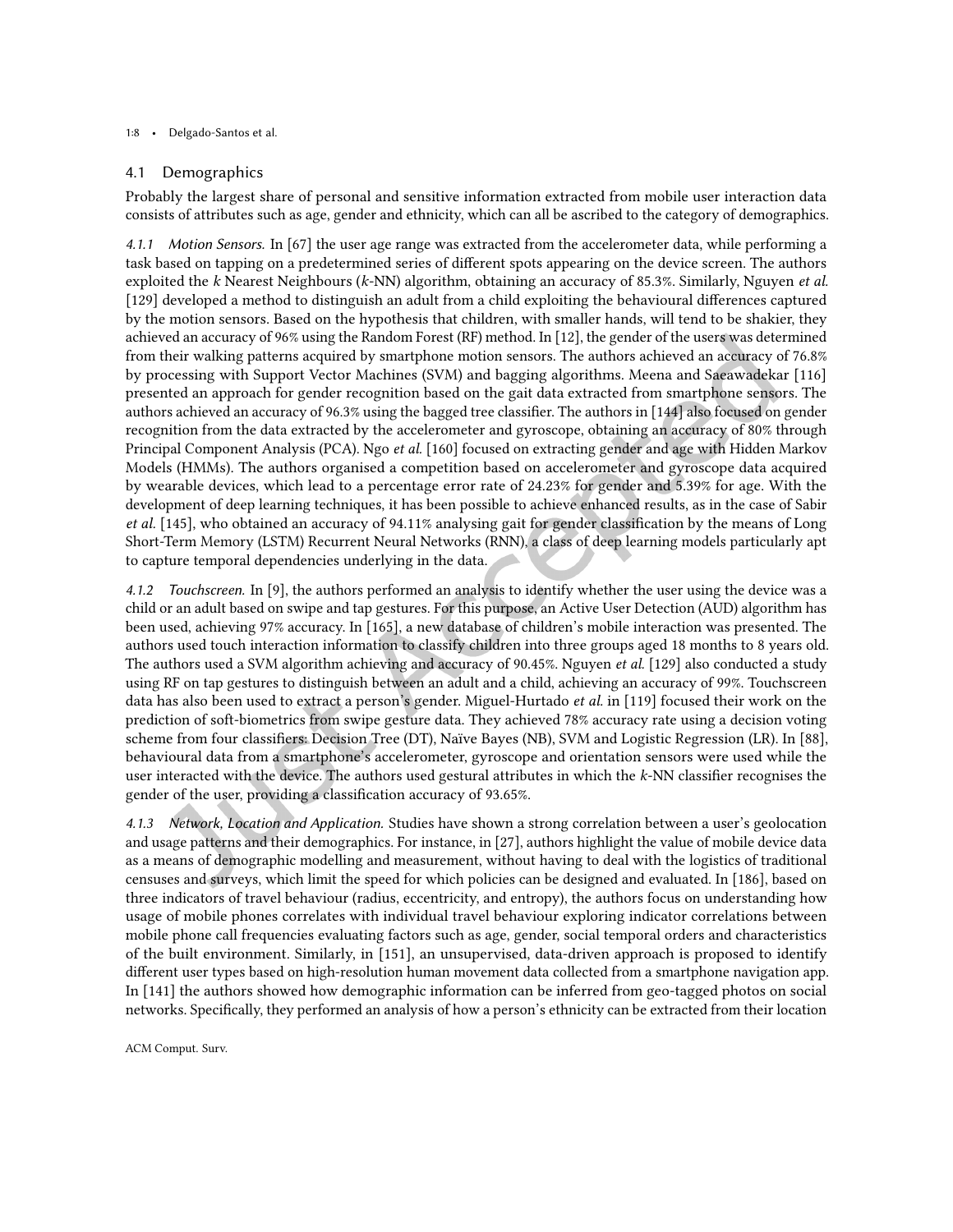## 4.1 Demographics

Probably the largest share of personal and sensitive information extracted from mobile user interaction data consists of attributes such as age, gender and ethnicity, which can all be ascribed to the category of demographics.

#### 4.1.1 *Motion Sensors.*

In [67] the user age range was extracted from the accelerometer data, while performing a task based on tapping on a predetermined series of different spots appearing on the device screen. The authors exploited the $k$ Nearest Neighbours ($k$-NN) algorithm, obtaining an accuracy of 85.3%. Similarly, Nguyen *et al.* [129] developed a method to distinguish an adult from a child exploiting the behavioural differences captured by the motion sensors. Based on the hypothesis that children, with smaller hands, will tend to be shakier, they achieved an accuracy of 96% using the Random Forest (RF) method. In [12], the gender of the users was determined from their walking patterns acquired by smartphone motion sensors. The authors achieved an accuracy of 76.8% by processing with Support Vector Machines (SVM) and bagging algorithms. Meena and Saeawadekar [116] presented an approach for gender recognition based on the gait data extracted from smartphone sensors. The authors achieved an accuracy of 96.3% using the bagged tree classifier. The authors in [144] also focused on gender recognition from the data extracted by the accelerometer and gyroscope, obtaining an accuracy of 80% through Principal Component Analysis (PCA). Ngo *et al.* [160] focused on extracting gender and age with Hidden Markov Models (HMMs). The authors organised a competition based on accelerometer and gyroscope data acquired by wearable devices, which lead to a percentage error rate of 24.23% for gender and 5.39% for age. With the development of deep learning techniques, it has been possible to achieve enhanced results, as in the case of Sabir *et al.* [145], who obtained an accuracy of 94.11% analysing gait for gender classification by the means of Long Short-Term Memory (LSTM) Recurrent Neural Networks (RNN), a class of deep learning models particularly apt to capture temporal dependencies underlying in the data.

#### 4.1.2 *Touchscreen.*

In [9], the authors performed an analysis to identify whether the user using the device was a child or an adult based on swipe and tap gestures. For this purpose, an Active User Detection (AUD) algorithm has been used, achieving 97% accuracy. In [165], a new database of children's mobile interaction was presented. The authors used touch interaction information to classify children into three groups aged 18 months to 8 years old. The authors used a SVM algorithm achieving and accuracy of 90.45%. Nguyen *et al.* [129] also conducted a study using RF on tap gestures to distinguish between an adult and a child, achieving an accuracy of 99%. Touchscreen data has also been used to extract a person's gender. Miguel-Hurtado *et al.* in [119] focused their work on the prediction of soft-biometrics from swipe gesture data. They achieved 78% accuracy rate using a decision voting scheme from four classifiers: Decision Tree (DT), Naïve Bayes (NB), SVM and Logistic Regression (LR). In [88], behavioural data from a smartphone's accelerometer, gyroscope and orientation sensors were used while the user interacted with the device. The authors used gestural attributes in which the $k$-NN classifier recognises the gender of the user, providing a classification accuracy of 93.65%.

#### 4.1.3 *Network, Location and Application.*

Studies have shown a strong correlation between a user's geolocation and usage patterns and their demographics. For instance, in [27], authors highlight the value of mobile device data as a means of demographic modelling and measurement, without having to deal with the logistics of traditional censuses and surveys, which limit the speed for which policies can be designed and evaluated. In [186], based on three indicators of travel behaviour (radius, eccentricity, and entropy), the authors focus on understanding how usage of mobile phones correlates with individual travel behaviour exploring indicator correlations between mobile phone call frequencies evaluating factors such as age, gender, social temporal orders and characteristics of the built environment. Similarly, in [151], an unsupervised, data-driven approach is proposed to identify different user types based on high-resolution human movement data collected from a smartphone navigation app. In [141] the authors showed how demographic information can be inferred from geo-tagged photos on social networks. Specifically, they performed an analysis of how a person's ethnicity can be extracted from their location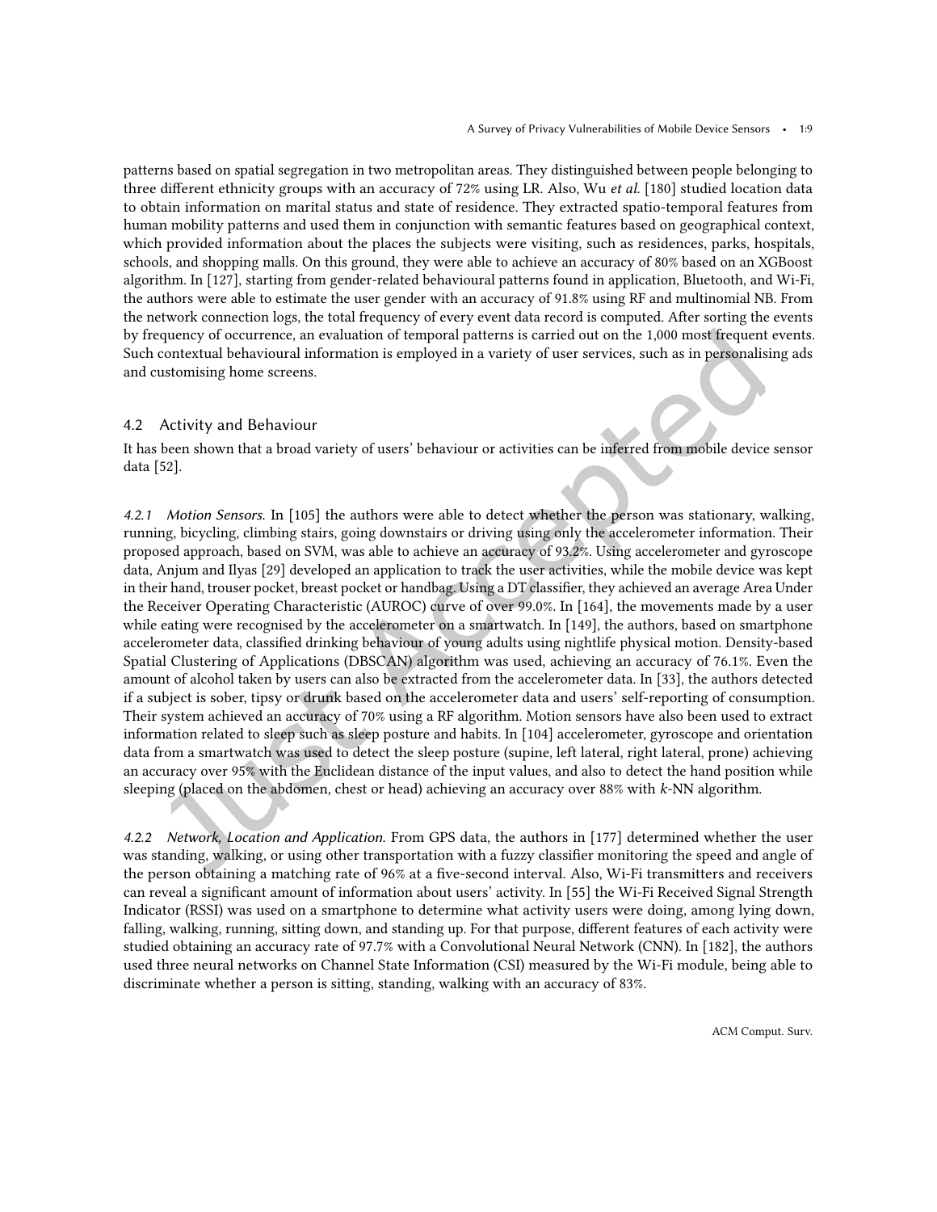patterns based on spatial segregation in two metropolitan areas. They distinguished between people belonging to three different ethnicity groups with an accuracy of 72% using LR. Also, Wu *et al.* [180] studied location data to obtain information on marital status and state of residence. They extracted spatio-temporal features from human mobility patterns and used them in conjunction with semantic features based on geographical context, which provided information about the places the subjects were visiting, such as residences, parks, hospitals, schools, and shopping malls. On this ground, they were able to achieve an accuracy of 80% based on an XGBoost algorithm. In [127], starting from gender-related behavioural patterns found in application, Bluetooth, and Wi-Fi, the authors were able to estimate the user gender with an accuracy of 91.8% using RF and multinomial NB. From the network connection logs, the total frequency of every event data record is computed. After sorting the events by frequency of occurrence, an evaluation of temporal patterns is carried out on the 1,000 most frequent events. Such contextual behavioural information is employed in a variety of user services, such as in personalising ads and customising home screens.

## 4.2 Activity and Behaviour

It has been shown that a broad variety of users' behaviour or activities can be inferred from mobile device sensor data [52].

*4.2.1 Motion Sensors.* In [105] the authors were able to detect whether the person was stationary, walking, running, bicycling, climbing stairs, going downstairs or driving using only the accelerometer information. Their proposed approach, based on SVM, was able to achieve an accuracy of 93.2%. Using accelerometer and gyroscope data, Anjum and Ilyas [29] developed an application to track the user activities, while the mobile device was kept in their hand, trouser pocket, breast pocket or handbag. Using a DT classifier, they achieved an average Area Under the Receiver Operating Characteristic (AUROC) curve of over 99.0%. In [164], the movements made by a user while eating were recognised by the accelerometer on a smartwatch. In [149], the authors, based on smartphone accelerometer data, classified drinking behaviour of young adults using nightlife physical motion. Density-based Spatial Clustering of Applications (DBSCAN) algorithm was used, achieving an accuracy of 76.1%. Even the amount of alcohol taken by users can also be extracted from the accelerometer data. In [33], the authors detected if a subject is sober, tipsy or drunk based on the accelerometer data and users' self-reporting of consumption. Their system achieved an accuracy of 70% using a RF algorithm. Motion sensors have also been used to extract information related to sleep such as sleep posture and habits. In [104] accelerometer, gyroscope and orientation data from a smartwatch was used to detect the sleep posture (supine, left lateral, right lateral, prone) achieving an accuracy over 95% with the Euclidean distance of the input values, and also to detect the hand position while sleeping (placed on the abdomen, chest or head) achieving an accuracy over 88% with $k$-NN algorithm.

*4.2.2 Network, Location and Application.* From GPS data, the authors in [177] determined whether the user was standing, walking, or using other transportation with a fuzzy classifier monitoring the speed and angle of the person obtaining a matching rate of 96% at a five-second interval. Also, Wi-Fi transmitters and receivers can reveal a significant amount of information about users' activity. In [55] the Wi-Fi Received Signal Strength Indicator (RSSI) was used on a smartphone to determine what activity users were doing, among lying down, falling, walking, running, sitting down, and standing up. For that purpose, different features of each activity were studied obtaining an accuracy rate of 97.7% with a Convolutional Neural Network (CNN). In [182], the authors used three neural networks on Channel State Information (CSI) measured by the Wi-Fi module, being able to discriminate whether a person is sitting, standing, walking with an accuracy of 83%.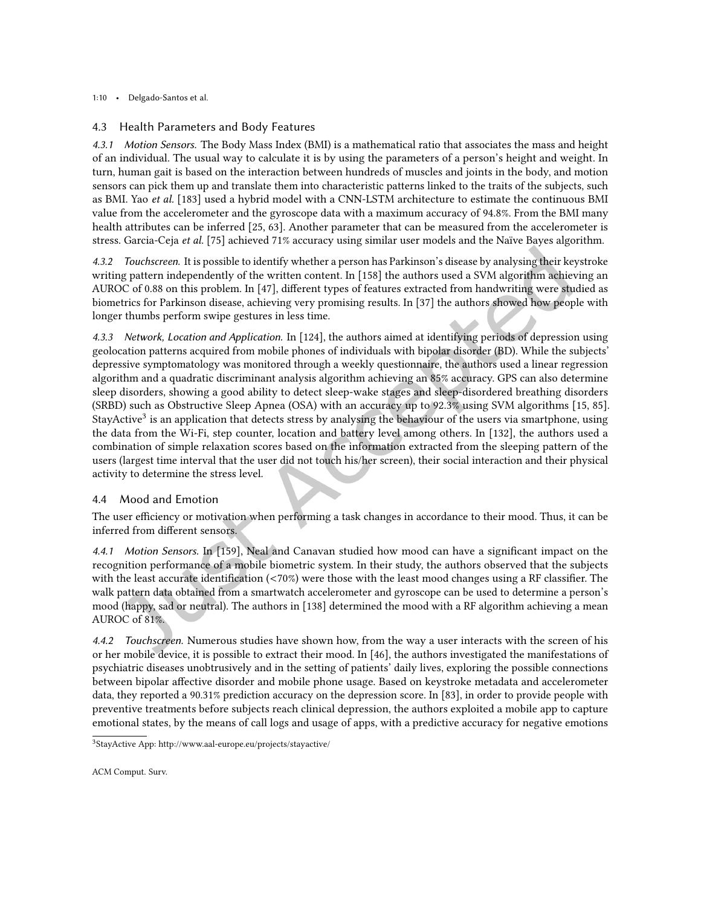### 4.3 Health Parameters and Body Features

*4.3.1 Motion Sensors.* The Body Mass Index (BMI) is a mathematical ratio that associates the mass and height of an individual. The usual way to calculate it is by using the parameters of a person's height and weight. In turn, human gait is based on the interaction between hundreds of muscles and joints in the body, and motion sensors can pick them up and translate them into characteristic patterns linked to the traits of the subjects, such as BMI. Yao *et al.* [183] used a hybrid model with a CNN-LSTM architecture to estimate the continuous BMI value from the accelerometer and the gyroscope data with a maximum accuracy of 94.8%. From the BMI many health attributes can be inferred [25, 63]. Another parameter that can be measured from the accelerometer is stress. Garcia-Ceja *et al.* [75] achieved 71% accuracy using similar user models and the Naïve Bayes algorithm.

*4.3.2 Touchscreen.* It is possible to identify whether a person has Parkinson's disease by analysing their keystroke writing pattern independently of the written content. In [158] the authors used a SVM algorithm achieving an AUROC of 0.88 on this problem. In [47], different types of features extracted from handwriting were studied as biometrics for Parkinson disease, achieving very promising results. In [37] the authors showed how people with longer thumbs perform swipe gestures in less time.

*4.3.3 Network, Location and Application.* In [124], the authors aimed at identifying periods of depression using geolocation patterns acquired from mobile phones of individuals with bipolar disorder (BD). While the subjects' depressive symptomatology was monitored through a weekly questionnaire, the authors used a linear regression algorithm and a quadratic discriminant analysis algorithm achieving an 85% accuracy. GPS can also determine sleep disorders, showing a good ability to detect sleep-wake stages and sleep-disordered breathing disorders (SRBD) such as Obstructive Sleep Apnea (OSA) with an accuracy up to 92.3% using SVM algorithms [15, 85]. StayActive[3] is an application that detects stress by analysing the behaviour of the users via smartphone, using the data from the Wi-Fi, step counter, location and battery level among others. In [132], the authors used a combination of simple relaxation scores based on the information extracted from the sleeping pattern of the users (largest time interval that the user did not touch his/her screen), their social interaction and their physical activity to determine the stress level.

### 4.4 Mood and Emotion

The user efficiency or motivation when performing a task changes in accordance to their mood. Thus, it can be inferred from different sensors.

*4.4.1 Motion Sensors.* In [159], Neal and Canavan studied how mood can have a significant impact on the recognition performance of a mobile biometric system. In their study, the authors observed that the subjects with the least accurate identification (<70%) were those with the least mood changes using a RF classifier. The walk pattern data obtained from a smartwatch accelerometer and gyroscope can be used to determine a person's mood (happy, sad or neutral). The authors in [138] determined the mood with a RF algorithm achieving a mean AUROC of 81%.

*4.4.2 Touchscreen.* Numerous studies have shown how, from the way a user interacts with the screen of his or her mobile device, it is possible to extract their mood. In [46], the authors investigated the manifestations of psychiatric diseases unobtrusively and in the setting of patients' daily lives, exploring the possible connections between bipolar affective disorder and mobile phone usage. Based on keystroke metadata and accelerometer data, they reported a 90.31% prediction accuracy on the depression score. In [83], in order to provide people with preventive treatments before subjects reach clinical depression, the authors exploited a mobile app to capture emotional states, by the means of call logs and usage of apps, with a predictive accuracy for negative emotions

[3] StayActive App: http://www.aal-europe.eu/projects/stayactive/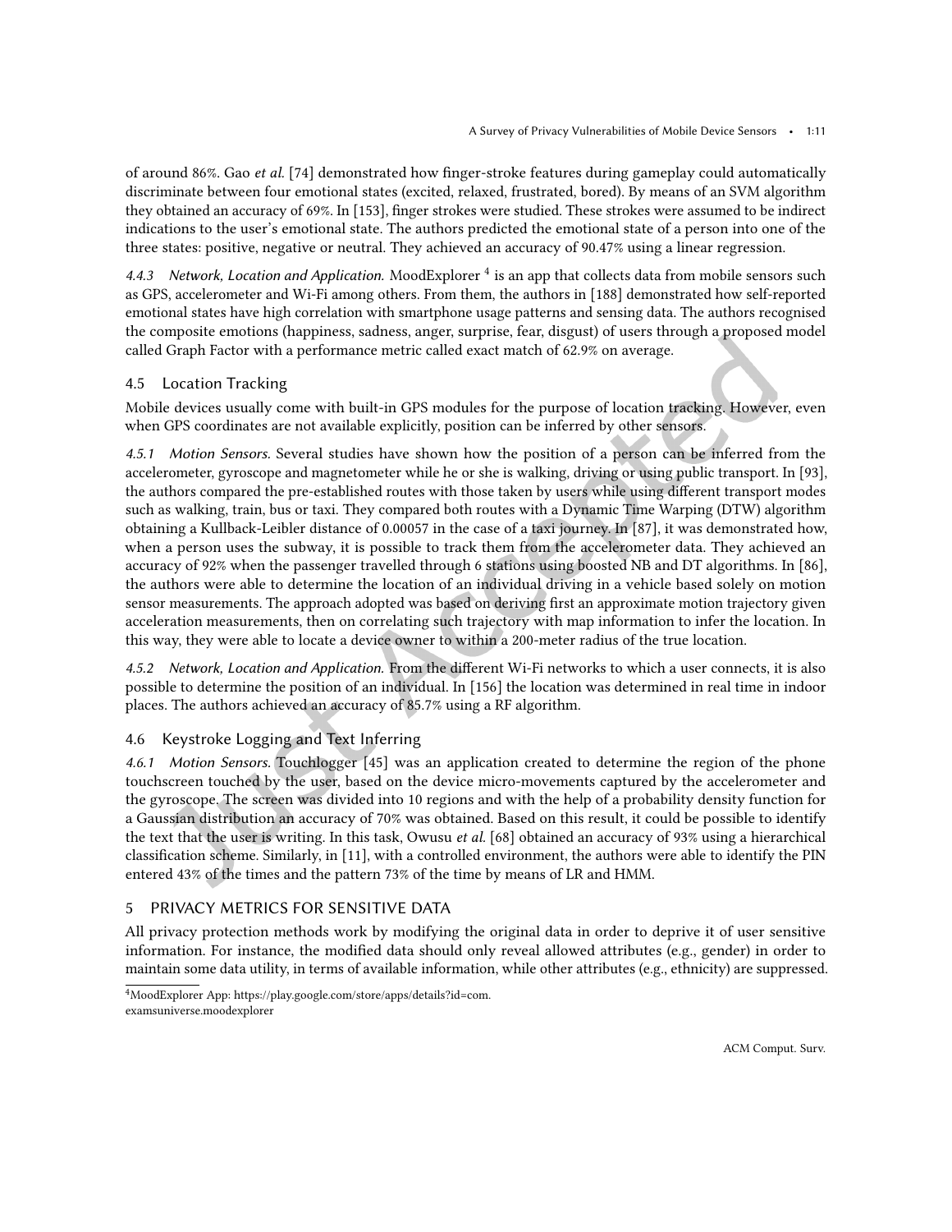of around 86%. Gao *et al.* [74] demonstrated how finger-stroke features during gameplay could automatically discriminate between four emotional states (excited, relaxed, frustrated, bored). By means of an SVM algorithm they obtained an accuracy of 69%. In [153], finger strokes were studied. These strokes were assumed to be indirect indications to the user's emotional state. The authors predicted the emotional state of a person into one of the three states: positive, negative or neutral. They achieved an accuracy of 90.47% using a linear regression.

#### 4.4.3 *Network, Location and Application.*

MoodExplorer [4] is an app that collects data from mobile sensors such as GPS, accelerometer and Wi-Fi among others. From them, the authors in [188] demonstrated how self-reported emotional states have high correlation with smartphone usage patterns and sensing data. The authors recognised the composite emotions (happiness, sadness, anger, surprise, fear, disgust) of users through a proposed model called Graph Factor with a performance metric called exact match of 62.9% on average.

### 4.5 Location Tracking

Mobile devices usually come with built-in GPS modules for the purpose of location tracking. However, even when GPS coordinates are not available explicitly, position can be inferred by other sensors.

#### 4.5.1 *Motion Sensors.*

Several studies have shown how the position of a person can be inferred from the accelerometer, gyroscope and magnetometer while he or she is walking, driving or using public transport. In [93], the authors compared the pre-established routes with those taken by users while using different transport modes such as walking, train, bus or taxi. They compared both routes with a Dynamic Time Warping (DTW) algorithm obtaining a Kullback-Leibler distance of 0.00057 in the case of a taxi journey. In [87], it was demonstrated how, when a person uses the subway, it is possible to track them from the accelerometer data. They achieved an accuracy of 92% when the passenger travelled through 6 stations using boosted NB and DT algorithms. In [86], the authors were able to determine the location of an individual driving in a vehicle based solely on motion sensor measurements. The approach adopted was based on deriving first an approximate motion trajectory given acceleration measurements, then on correlating such trajectory with map information to infer the location. In this way, they were able to locate a device owner to within a 200-meter radius of the true location.

#### 4.5.2 *Network, Location and Application.*

From the different Wi-Fi networks to which a user connects, it is also possible to determine the position of an individual. In [156] the location was determined in real time in indoor places. The authors achieved an accuracy of 85.7% using a RF algorithm.

### 4.6 Keystroke Logging and Text Inferring

#### 4.6.1 *Motion Sensors.*

Touchlogger [45] was an application created to determine the region of the phone touchscreen touched by the user, based on the device micro-movements captured by the accelerometer and the gyroscope. The screen was divided into 10 regions and with the help of a probability density function for a Gaussian distribution an accuracy of 70% was obtained. Based on this result, it could be possible to identify the text that the user is writing. In this task, Owusu *et al.* [68] obtained an accuracy of 93% using a hierarchical classification scheme. Similarly, in [11], with a controlled environment, the authors were able to identify the PIN entered 43% of the times and the pattern 73% of the time by means of LR and HMM.

## 5 PRIVACY METRICS FOR SENSITIVE DATA

All privacy protection methods work by modifying the original data in order to deprive it of user sensitive information. For instance, the modified data should only reveal allowed attributes (e.g., gender) in order to maintain some data utility, in terms of available information, while other attributes (e.g., ethnicity) are suppressed.

[4] MoodExplorer App: https://play.google.com/store/apps/details?id=com.examsuniverse.moodexplorer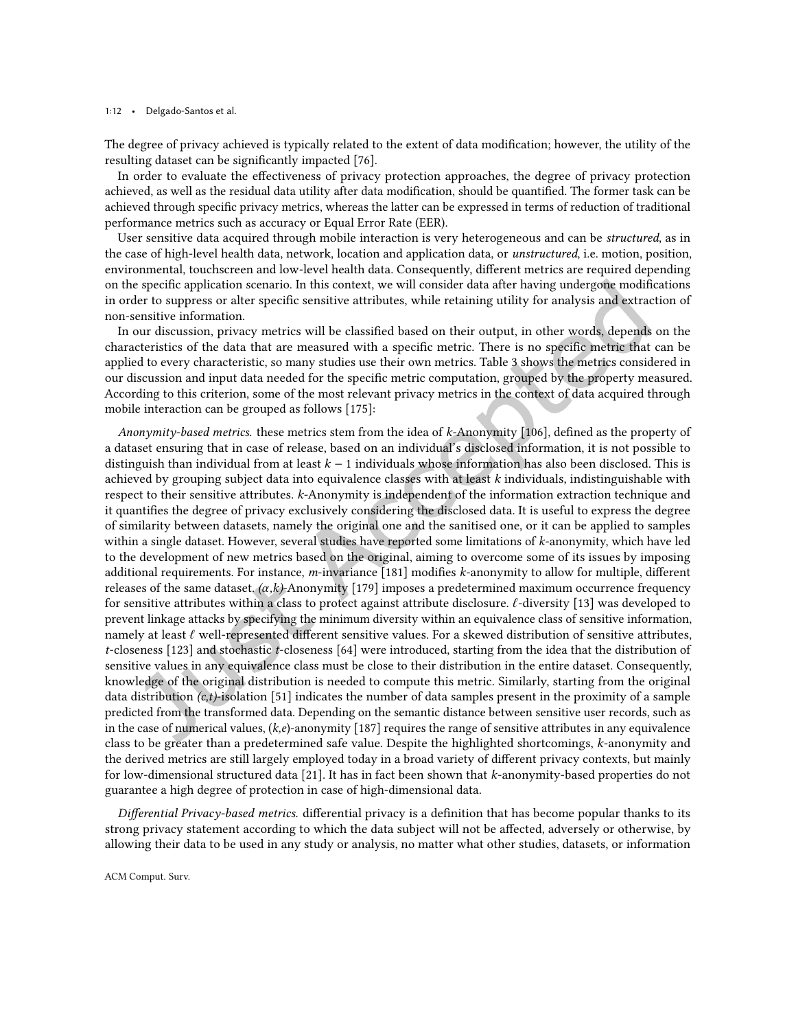The degree of privacy achieved is typically related to the extent of data modification; however, the utility of the resulting dataset can be significantly impacted [76].

In order to evaluate the effectiveness of privacy protection approaches, the degree of privacy protection achieved, as well as the residual data utility after data modification, should be quantified. The former task can be achieved through specific privacy metrics, whereas the latter can be expressed in terms of reduction of traditional performance metrics such as accuracy or Equal Error Rate (EER).

User sensitive data acquired through mobile interaction is very heterogeneous and can be *structured*, as in the case of high-level health data, network, location and application data, or *unstructured*, i.e. motion, position, environmental, touchscreen and low-level health data. Consequently, different metrics are required depending on the specific application scenario. In this context, we will consider data after having undergone modifications in order to suppress or alter specific sensitive attributes, while retaining utility for analysis and extraction of non-sensitive information.

In our discussion, privacy metrics will be classified based on their output, in other words, depends on the characteristics of the data that are measured with a specific metric. There is no specific metric that can be applied to every characteristic, so many studies use their own metrics. Table 3 shows the metrics considered in our discussion and input data needed for the specific metric computation, grouped by the property measured. According to this criterion, some of the most relevant privacy metrics in the context of data acquired through mobile interaction can be grouped as follows [175]:

*Anonymity-based metrics.* these metrics stem from the idea of $k$-Anonymity [106], defined as the property of a dataset ensuring that in case of release, based on an individual's disclosed information, it is not possible to distinguish than individual from at least $k-1$ individuals whose information has also been disclosed. This is achieved by grouping subject data into equivalence classes with at least $k$ individuals, indistinguishable with respect to their sensitive attributes. $k$-Anonymity is independent of the information extraction technique and it quantifies the degree of privacy exclusively considering the disclosed data. It is useful to express the degree of similarity between datasets, namely the original one and the sanitised one, or it can be applied to samples within a single dataset. However, several studies have reported some limitations of $k$-anonymity, which have led to the development of new metrics based on the original, aiming to overcome some of its issues by imposing additional requirements. For instance, $m$-invariance [181] modifies $k$-anonymity to allow for multiple, different releases of the same dataset. *($\alpha$,k)*-Anonymity [179] imposes a predetermined maximum occurrence frequency for sensitive attributes within a class to protect against attribute disclosure. $\ell$-diversity [13] was developed to prevent linkage attacks by specifying the minimum diversity within an equivalence class of sensitive information, namely at least $\ell$ well-represented different sensitive values. For a skewed distribution of sensitive attributes, $t$-closeness [123] and stochastic $t$-closeness [64] were introduced, starting from the idea that the distribution of sensitive values in any equivalence class must be close to their distribution in the entire dataset. Consequently, knowledge of the original distribution is needed to compute this metric. Similarly, starting from the original data distribution *(c,t)*-isolation [51] indicates the number of data samples present in the proximity of a sample predicted from the transformed data. Depending on the semantic distance between sensitive user records, such as in the case of numerical values, *(k,e)*-anonymity [187] requires the range of sensitive attributes in any equivalence class to be greater than a predetermined safe value. Despite the highlighted shortcomings, $k$-anonymity and the derived metrics are still largely employed today in a broad variety of different privacy contexts, but mainly for low-dimensional structured data [21]. It has in fact been shown that $k$-anonymity-based properties do not guarantee a high degree of protection in case of high-dimensional data.

*Differential Privacy-based metrics.* differential privacy is a definition that has become popular thanks to its strong privacy statement according to which the data subject will not be affected, adversely or otherwise, by allowing their data to be used in any study or analysis, no matter what other studies, datasets, or information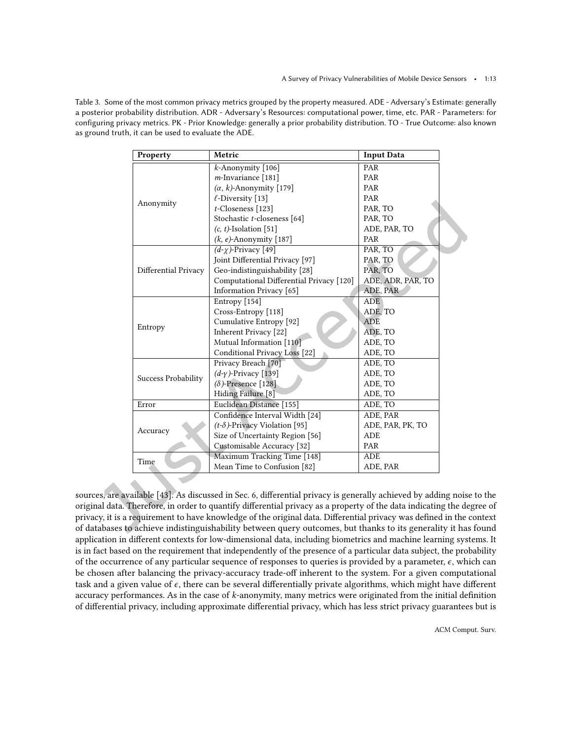Table 3. Some of the most common privacy metrics grouped by the property measured. ADE - Adversary's Estimate: generally a posterior probability distribution. ADR - Adversary's Resources: computational power, time, etc. PAR - Parameters: for configuring privacy metrics. PK - Prior Knowledge: generally a prior probability distribution. TO - True Outcome: also known as ground truth, it can be used to evaluate the ADE.

| Property | Metric | Input Data |
|---|---|---|
| Anonymity | $k$-Anonymity [106] | PAR |
| | $m$-Invariance [181] | PAR |
| | $(\alpha, k)$-Anonymity [179] | PAR |
| | $\ell$-Diversity [13] | PAR |
| | $t$-Closeness [123] | PAR, TO |
| | Stochastic $t$-closeness [64] | PAR, TO |
| | $(c, t)$-Isolation [51] | ADE, PAR, TO |
| | $(k, e)$-Anonymity [187] | PAR |
| Differential Privacy | $(d$-$\chi)$-Privacy [49] | PAR, TO |
| | Joint Differential Privacy [97] | PAR, TO |
| | Geo-indistinguishability [28] | PAR, TO |
| | Computational Differential Privacy [120] | ADE, ADR, PAR, TO |
| | Information Privacy [65] | ADE, PAR |
| Entropy | Entropy [154] | ADE |
| | Cross-Entropy [118] | ADE, TO |
| | Cumulative Entropy [92] | ADE |
| | Inherent Privacy [22] | ADE, TO |
| | Mutual Information [110] | ADE, TO |
| | Conditional Privacy Loss [22] | ADE, TO |
| Success Probability | Privacy Breach [70] | ADE, TO |
| | $(d$-$\gamma)$-Privacy [139] | ADE, TO |
| | $(\delta)$-Presence [128] | ADE, TO |
| | Hiding Failure [8] | ADE, TO |
| Error | Euclidean Distance [155] | ADE, TO |
| Accuracy | Confidence Interval Width [24] | ADE, PAR |
| | $(t$-$\delta)$-Privacy Violation [95] | ADE, PAR, PK, TO |
| | Size of Uncertainty Region [56] | ADE |
| | Customisable Accuracy [32] | PAR |
| Time | Maximum Tracking Time [148] | ADE |
| | Mean Time to Confusion [82] | ADE, PAR |

sources, are available [43]. As discussed in Sec. 6, differential privacy is generally achieved by adding noise to the original data. Therefore, in order to quantify differential privacy as a property of the data indicating the degree of privacy, it is a requirement to have knowledge of the original data. Differential privacy was defined in the context of databases to achieve indistinguishability between query outcomes, but thanks to its generality it has found application in different contexts for low-dimensional data, including biometrics and machine learning systems. It is in fact based on the requirement that independently of the presence of a particular data subject, the probability of the occurrence of any particular sequence of responses to queries is provided by a parameter, $\epsilon$, which can be chosen after balancing the privacy-accuracy trade-off inherent to the system. For a given computational task and a given value of $\epsilon$, there can be several differentially private algorithms, which might have different accuracy performances. As in the case of $k$-anonymity, many metrics were originated from the initial definition of differential privacy, including approximate differential privacy, which has less strict privacy guarantees but is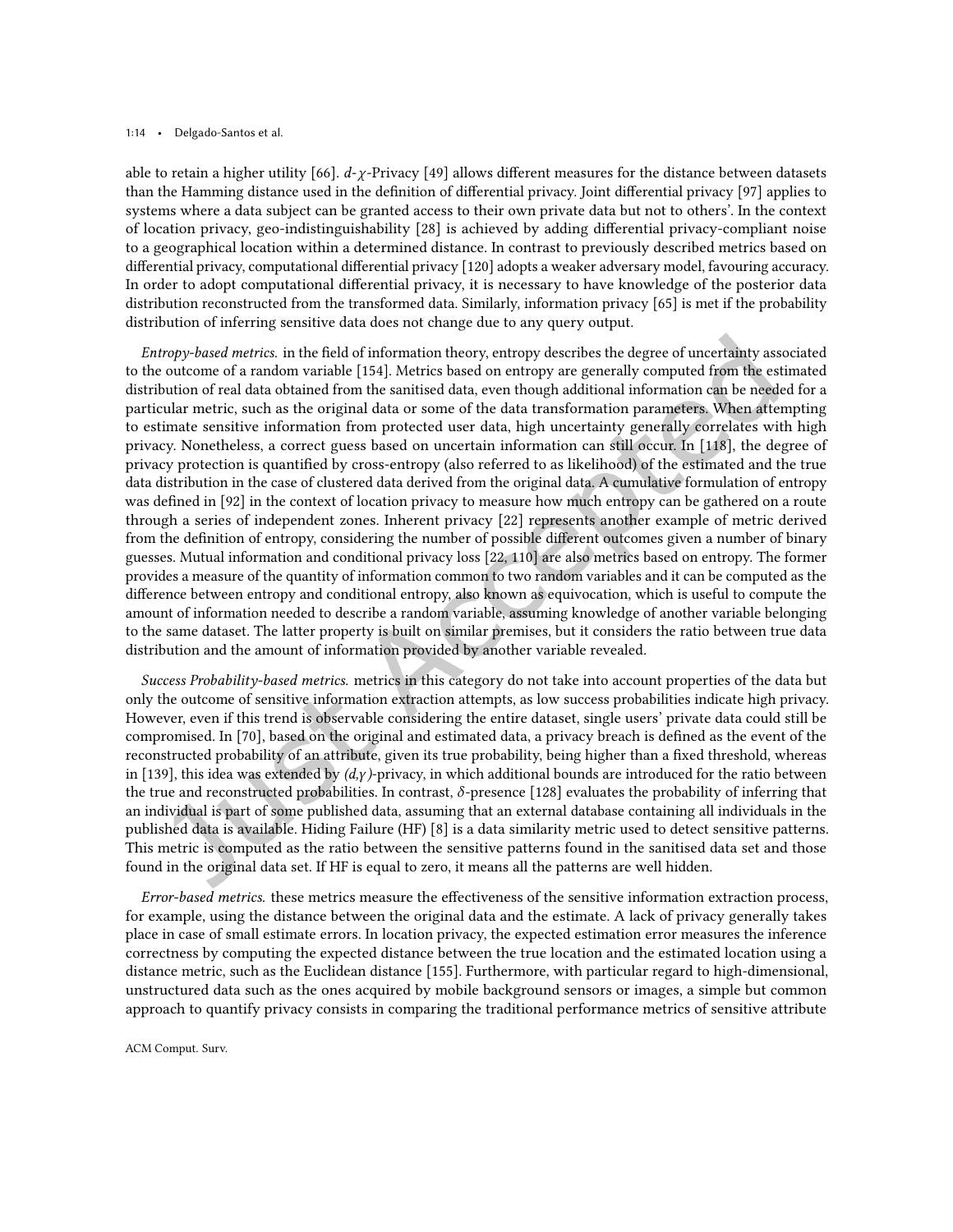able to retain a higher utility [66]. $d$-$\chi$-Privacy [49] allows different measures for the distance between datasets than the Hamming distance used in the definition of differential privacy. Joint differential privacy [97] applies to systems where a data subject can be granted access to their own private data but not to others'. In the context of location privacy, geo-indistinguishability [28] is achieved by adding differential privacy-compliant noise to a geographical location within a determined distance. In contrast to previously described metrics based on differential privacy, computational differential privacy [120] adopts a weaker adversary model, favouring accuracy. In order to adopt computational differential privacy, it is necessary to have knowledge of the posterior data distribution reconstructed from the transformed data. Similarly, information privacy [65] is met if the probability distribution of inferring sensitive data does not change due to any query output.

*Entropy-based metrics.* in the field of information theory, entropy describes the degree of uncertainty associated to the outcome of a random variable [154]. Metrics based on entropy are generally computed from the estimated distribution of real data obtained from the sanitised data, even though additional information can be needed for a particular metric, such as the original data or some of the data transformation parameters. When attempting to estimate sensitive information from protected user data, high uncertainty generally correlates with high privacy. Nonetheless, a correct guess based on uncertain information can still occur. In [118], the degree of privacy protection is quantified by cross-entropy (also referred to as likelihood) of the estimated and the true data distribution in the case of clustered data derived from the original data. A cumulative formulation of entropy was defined in [92] in the context of location privacy to measure how much entropy can be gathered on a route through a series of independent zones. Inherent privacy [22] represents another example of metric derived from the definition of entropy, considering the number of possible different outcomes given a number of binary guesses. Mutual information and conditional privacy loss [22, 110] are also metrics based on entropy. The former provides a measure of the quantity of information common to two random variables and it can be computed as the difference between entropy and conditional entropy, also known as equivocation, which is useful to compute the amount of information needed to describe a random variable, assuming knowledge of another variable belonging to the same dataset. The latter property is built on similar premises, but it considers the ratio between true data distribution and the amount of information provided by another variable revealed.

*Success Probability-based metrics.* metrics in this category do not take into account properties of the data but only the outcome of sensitive information extraction attempts, as low success probabilities indicate high privacy. However, even if this trend is observable considering the entire dataset, single users' private data could still be compromised. In [70], based on the original and estimated data, a privacy breach is defined as the event of the reconstructed probability of an attribute, given its true probability, being higher than a fixed threshold, whereas in [139], this idea was extended by *(d,γ)*-privacy, in which additional bounds are introduced for the ratio between the true and reconstructed probabilities. In contrast, $\delta$-presence [128] evaluates the probability of inferring that an individual is part of some published data, assuming that an external database containing all individuals in the published data is available. Hiding Failure (HF) [8] is a data similarity metric used to detect sensitive patterns. This metric is computed as the ratio between the sensitive patterns found in the sanitised data set and those found in the original data set. If HF is equal to zero, it means all the patterns are well hidden.

*Error-based metrics.* these metrics measure the effectiveness of the sensitive information extraction process, for example, using the distance between the original data and the estimate. A lack of privacy generally takes place in case of small estimate errors. In location privacy, the expected estimation error measures the inference correctness by computing the expected distance between the true location and the estimated location using a distance metric, such as the Euclidean distance [155]. Furthermore, with particular regard to high-dimensional, unstructured data such as the ones acquired by mobile background sensors or images, a simple but common approach to quantify privacy consists in comparing the traditional performance metrics of sensitive attribute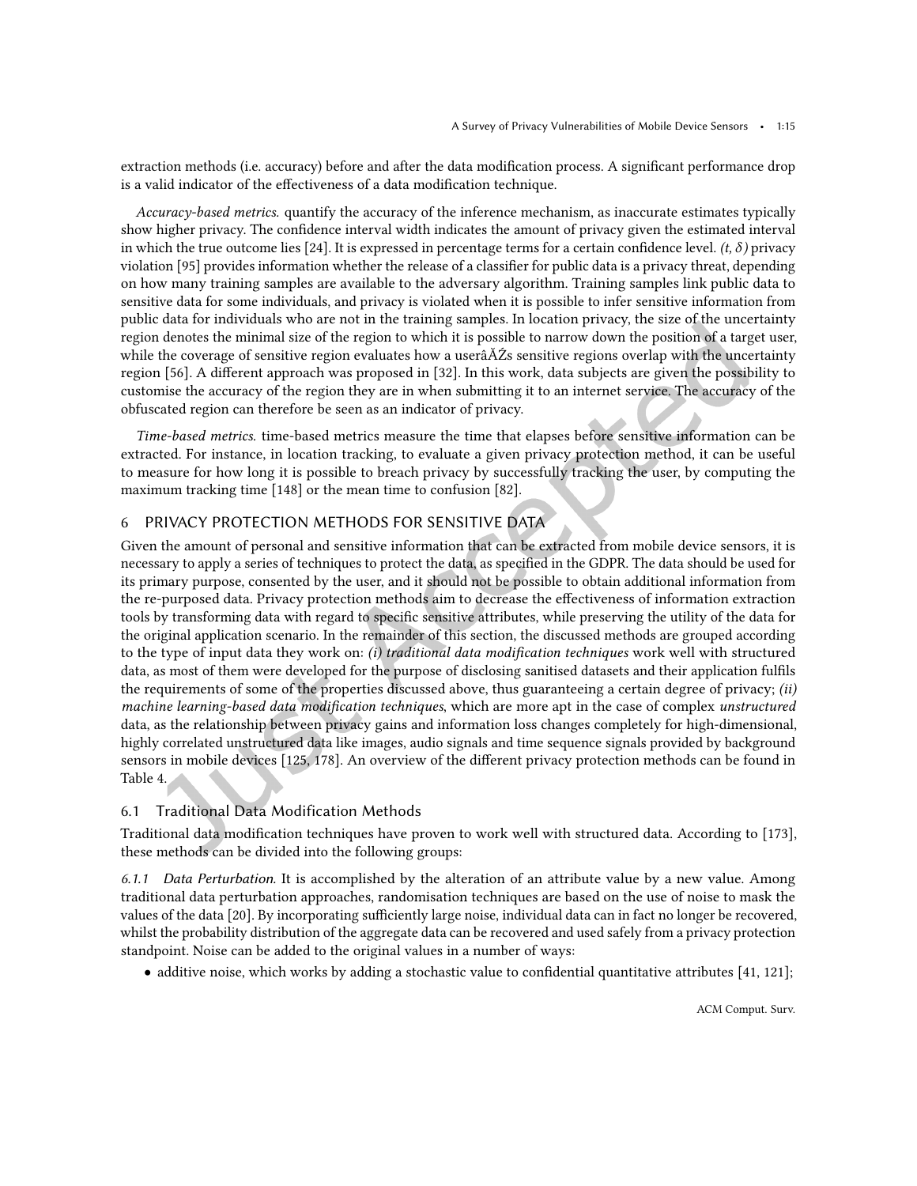extraction methods (i.e. accuracy) before and after the data modification process. A significant performance drop is a valid indicator of the effectiveness of a data modification technique.

*Accuracy-based metrics.* quantify the accuracy of the inference mechanism, as inaccurate estimates typically show higher privacy. The confidence interval width indicates the amount of privacy given the estimated interval in which the true outcome lies [24]. It is expressed in percentage terms for a certain confidence level. *$(t, \delta)$* privacy violation [95] provides information whether the release of a classifier for public data is a privacy threat, depending on how many training samples are available to the adversary algorithm. Training samples link public data to sensitive data for some individuals, and privacy is violated when it is possible to infer sensitive information from public data for individuals who are not in the training samples. In location privacy, the size of the uncertainty region denotes the minimal size of the region to which it is possible to narrow down the position of a target user, while the coverage of sensitive region evaluates how a userâĂŹs sensitive regions overlap with the uncertainty region [56]. A different approach was proposed in [32]. In this work, data subjects are given the possibility to customise the accuracy of the region they are in when submitting it to an internet service. The accuracy of the obfuscated region can therefore be seen as an indicator of privacy.

*Time-based metrics.* time-based metrics measure the time that elapses before sensitive information can be extracted. For instance, in location tracking, to evaluate a given privacy protection method, it can be useful to measure for how long it is possible to breach privacy by successfully tracking the user, by computing the maximum tracking time [148] or the mean time to confusion [82].

## 6 PRIVACY PROTECTION METHODS FOR SENSITIVE DATA

Given the amount of personal and sensitive information that can be extracted from mobile device sensors, it is necessary to apply a series of techniques to protect the data, as specified in the GDPR. The data should be used for its primary purpose, consented by the user, and it should not be possible to obtain additional information from the re-purposed data. Privacy protection methods aim to decrease the effectiveness of information extraction tools by transforming data with regard to specific sensitive attributes, while preserving the utility of the data for the original application scenario. In the remainder of this section, the discussed methods are grouped according to the type of input data they work on: *(i) traditional data modification techniques* work well with structured data, as most of them were developed for the purpose of disclosing sanitised datasets and their application fulfils the requirements of some of the properties discussed above, thus guaranteeing a certain degree of privacy; *(ii) machine learning-based data modification techniques*, which are more apt in the case of complex *unstructured* data, as the relationship between privacy gains and information loss changes completely for high-dimensional, highly correlated unstructured data like images, audio signals and time sequence signals provided by background sensors in mobile devices [125, 178]. An overview of the different privacy protection methods can be found in Table 4.

### 6.1 Traditional Data Modification Methods

Traditional data modification techniques have proven to work well with structured data. According to [173], these methods can be divided into the following groups:

#### 6.1.1 *Data Perturbation.*

It is accomplished by the alteration of an attribute value by a new value. Among traditional data perturbation approaches, randomisation techniques are based on the use of noise to mask the values of the data [20]. By incorporating sufficiently large noise, individual data can in fact no longer be recovered, whilst the probability distribution of the aggregate data can be recovered and used safely from a privacy protection standpoint. Noise can be added to the original values in a number of ways:

- additive noise, which works by adding a stochastic value to confidential quantitative attributes [41, 121];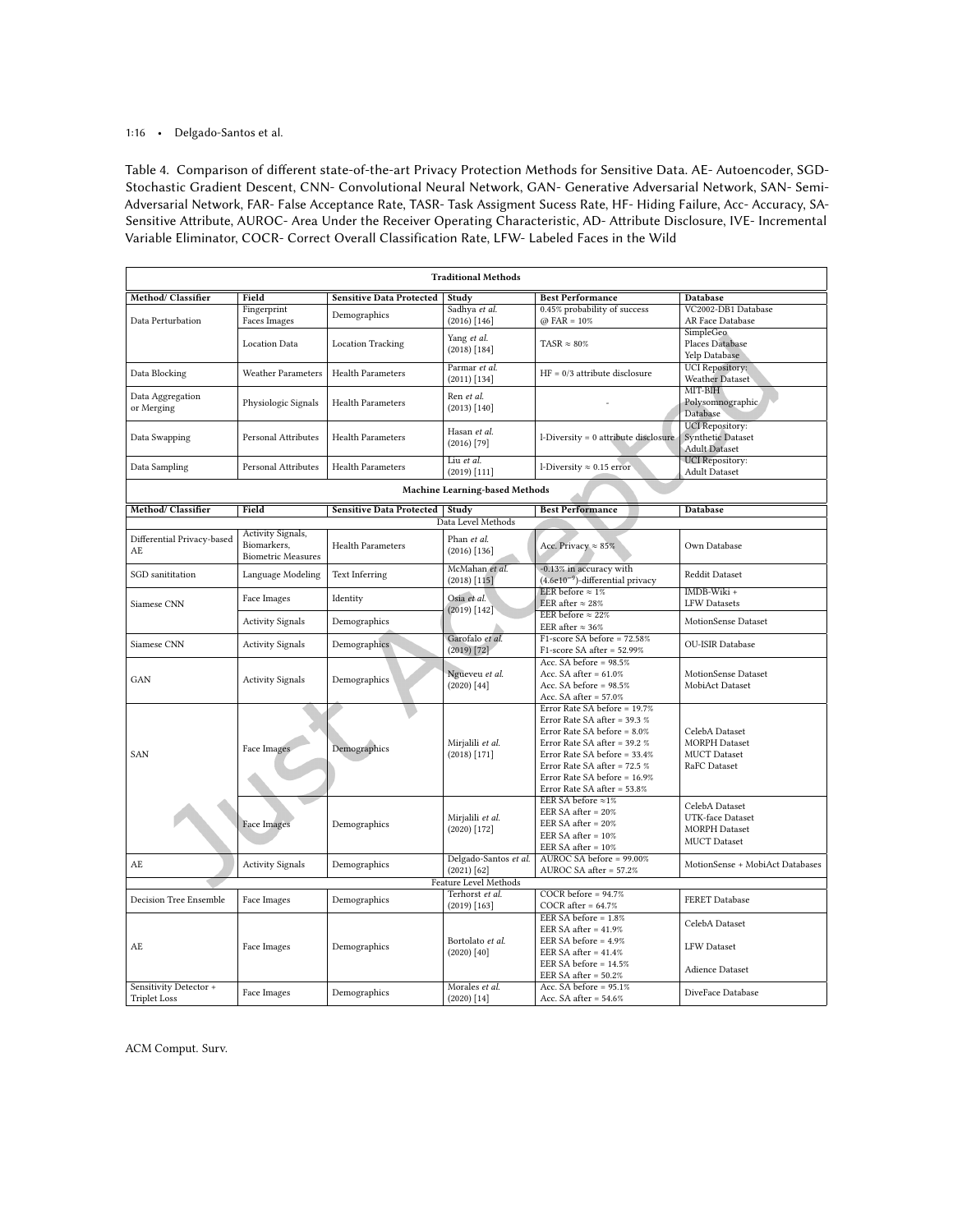Table 4. Comparison of different state-of-the-art Privacy Protection Methods for Sensitive Data. AE- Autoencoder, SGD- Stochastic Gradient Descent, CNN- Convolutional Neural Network, GAN- Generative Adversarial Network, SAN- Semi-Adversarial Network, FAR- False Acceptance Rate, TASR- Task Assigment Sucess Rate, HF- Hiding Failure, Acc- Accuracy, SA- Sensitive Attribute, AUROC- Area Under the Receiver Operating Characteristic, AD- Attribute Disclosure, IVE- Incremental Variable Eliminator, COCR- Correct Overall Classification Rate, LFW- Labeled Faces in the Wild

| **Traditional Methods** | | | | | |
|---|---|---|---|---|---|
| **Method/ Classifier** | **Field** | **Sensitive Data Protected** | **Study** | **Best Performance** | **Database** |
| Data Perturbation | Fingerprint<br>Faces Images | Demographics | Sadhya *et al.* (2016) [146] | 0.45% probability of success @ FAR = 10% | VC2002-DB1 Database<br>AR Face Database |
| | Location Data | Location Tracking | Yang *et al.* (2018) [184] | TASR ≈ 80% | SimpleGeo<br>Places Database<br>Yelp Database |
| Data Blocking | Weather Parameters | Health Parameters | Parmar *et al.* (2011) [134] | HF = 0/3 attribute disclosure | UCI Repository:<br>Weather Dataset |
| Data Aggregation or Merging | Physiologic Signals | Health Parameters | Ren *et al.* (2013) [140] | - | MIT-BIH<br>Polysomnographic Database |
| Data Swapping | Personal Attributes | Health Parameters | Hasan *et al.* (2016) [79] | l-Diversity = 0 attribute disclosure | UCI Repository:<br>Synthetic Dataset<br>Adult Dataset |
| Data Sampling | Personal Attributes | Health Parameters | Liu *et al.* (2019) [111] | l-Diversity ≈ 0.15 error | UCI Repository:<br>Adult Dataset |
| **Machine Learning-based Methods** | | | | | |
| **Method/ Classifier** | **Field** | **Sensitive Data Protected** | **Study** | **Best Performance** | **Database** |
| Data Level Methods | | | | | |
| Differential Privacy-based AE | Activity Signals,<br>Biomarkers,<br>Biometric Measures | Health Parameters | Phan *et al.* (2016) [136] | Acc. Privacy ≈ 85% | Own Database |
| SGD sanititation | Language Modeling | Text Inferring | McMahan *et al.* (2018) [115] | -0.13% in accuracy with $(4.6e10^{-9})$-differential privacy | Reddit Dataset |
| Siamese CNN | Face Images | Identity | Osia *et al.* (2019) [142] | EER before ≈ 1%<br>EER after ≈ 28% | IMDB-Wiki +<br>LFW Datasets |
| | Activity Signals | Demographics | | EER before ≈ 22%<br>EER after ≈ 36% | MotionSense Dataset |
| Siamese CNN | Activity Signals | Demographics | Garofalo *et al.* (2019) [72] | F1-score SA before = 72.58%<br>F1-score SA after = 52.99% | OU-ISIR Database |
| GAN | Activity Signals | Demographics | Ngueveu *et al.* (2020) [44] | Acc. SA before = 98.5%<br>Acc. SA after = 61.0%<br>Acc. SA before = 98.5%<br>Acc. SA after = 57.0% | MotionSense Dataset<br>MobiAct Dataset |
| SAN | Face Images | Demographics | Mirjalili *et al.* (2018) [171] | Error Rate SA before = 19.7%<br>Error Rate SA after = 39.3 %<br>Error Rate SA before = 8.0%<br>Error Rate SA after = 39.2 %<br>Error Rate SA before = 33.4%<br>Error Rate SA after = 72.5 %<br>Error Rate SA before = 16.9%<br>Error Rate SA after = 53.8% | CelebA Dataset<br>MORPH Dataset<br>MUCT Dataset<br>RaFC Dataset |
| | Face Images | Demographics | Mirjalili *et al.* (2020) [172] | EER SA before ≈1%<br>EER SA after = 20%<br>EER SA after = 20%<br>EER SA after = 10%<br>EER SA after = 10% | CelebA Dataset<br>UTK-face Dataset<br>MORPH Dataset<br>MUCT Dataset |
| AE | Activity Signals | Demographics | Delgado-Santos *et al.* (2021) [62] | AUROC SA before = 99.00%<br>AUROC SA after = 57.2% | MotionSense + MobiAct Databases |
| Feature Level Methods | | | | | |
| Decision Tree Ensemble | Face Images | Demographics | Terhorst *et al.* (2019) [163] | COCR before = 94.7%<br>COCR after = 64.7% | FERET Database |
| AE | Face Images | Demographics | Bortolato *et al.* (2020) [40] | EER SA before = 1.8%<br>EER SA after = 41.9%<br>EER SA before = 4.9%<br>EER SA after = 41.4%<br>EER SA before = 14.5%<br>EER SA after = 50.2% | CelebA Dataset<br>LFW Dataset<br>Adience Dataset |
| Sensitivity Detector + Triplet Loss | Face Images | Demographics | Morales *et al.* (2020) [14] | Acc. SA before = 95.1%<br>Acc. SA after = 54.6% | DiveFace Database |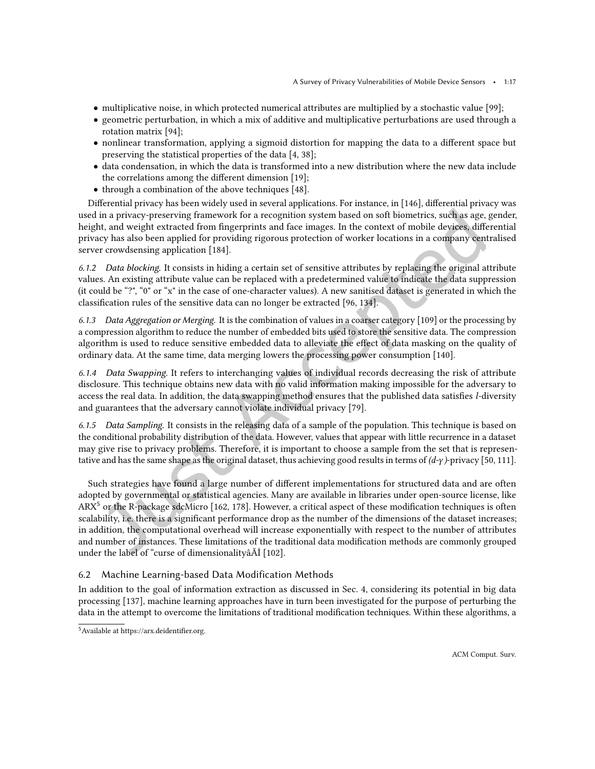- multiplicative noise, in which protected numerical attributes are multiplied by a stochastic value [99];
- geometric perturbation, in which a mix of additive and multiplicative perturbations are used through a rotation matrix [94];
- nonlinear transformation, applying a sigmoid distortion for mapping the data to a different space but preserving the statistical properties of the data [4, 38];
- data condensation, in which the data is transformed into a new distribution where the new data include the correlations among the different dimension [19];
- through a combination of the above techniques [48].

Differential privacy has been widely used in several applications. For instance, in [146], differential privacy was used in a privacy-preserving framework for a recognition system based on soft biometrics, such as age, gender, height, and weight extracted from fingerprints and face images. In the context of mobile devices, differential privacy has also been applied for providing rigorous protection of worker locations in a company centralised server crowdsensing application [184].

*6.1.2 Data blocking.* It consists in hiding a certain set of sensitive attributes by replacing the original attribute values. An existing attribute value can be replaced with a predetermined value to indicate the data suppression (it could be "?", "0" or "x" in the case of one-character values). A new sanitised dataset is generated in which the classification rules of the sensitive data can no longer be extracted [96, 134].

*6.1.3 Data Aggregation or Merging.* It is the combination of values in a coarser category [109] or the processing by a compression algorithm to reduce the number of embedded bits used to store the sensitive data. The compression algorithm is used to reduce sensitive embedded data to alleviate the effect of data masking on the quality of ordinary data. At the same time, data merging lowers the processing power consumption [140].

*6.1.4 Data Swapping.* It refers to interchanging values of individual records decreasing the risk of attribute disclosure. This technique obtains new data with no valid information making impossible for the adversary to access the real data. In addition, the data swapping method ensures that the published data satisfies *l*-diversity and guarantees that the adversary cannot violate individual privacy [79].

*6.1.5 Data Sampling.* It consists in the releasing data of a sample of the population. This technique is based on the conditional probability distribution of the data. However, values that appear with little recurrence in a dataset may give rise to privacy problems. Therefore, it is important to choose a sample from the set that is representative and has the same shape as the original dataset, thus achieving good results in terms of $(d\text{-}\gamma)$-privacy [50, 111].

Such strategies have found a large number of different implementations for structured data and are often adopted by governmental or statistical agencies. Many are available in libraries under open-source license, like ARX[5] or the R-package sdcMicro [162, 178]. However, a critical aspect of these modification techniques is often scalability, i.e. there is a significant performance drop as the number of the dimensions of the dataset increases; in addition, the computational overhead will increase exponentially with respect to the number of attributes and number of instances. These limitations of the traditional data modification methods are commonly grouped under the label of "curse of dimensionalityâĂİ [102].

## 6.2 Machine Learning-based Data Modification Methods

In addition to the goal of information extraction as discussed in Sec. 4, considering its potential in big data processing [137], machine learning approaches have in turn been investigated for the purpose of perturbing the data in the attempt to overcome the limitations of traditional modification techniques. Within these algorithms, a

[5] Available at https://arx.deidentifier.org.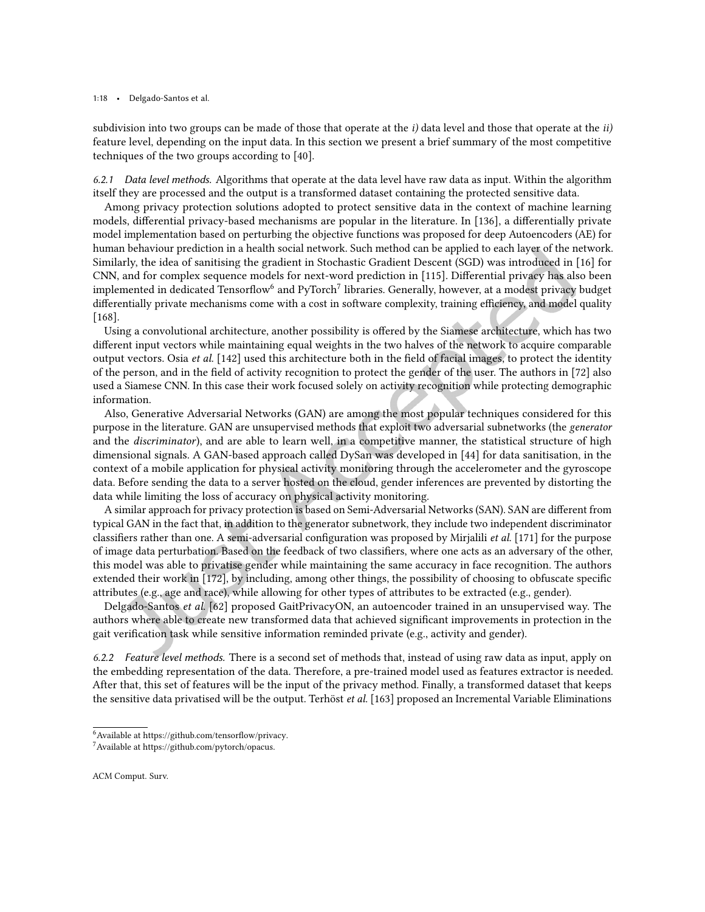subdivision into two groups can be made of those that operate at the *i)* data level and those that operate at the *ii)* feature level, depending on the input data. In this section we present a brief summary of the most competitive techniques of the two groups according to [40].

#### 6.2.1 Data level methods.

Algorithms that operate at the data level have raw data as input. Within the algorithm itself they are processed and the output is a transformed dataset containing the protected sensitive data.

Among privacy protection solutions adopted to protect sensitive data in the context of machine learning models, differential privacy-based mechanisms are popular in the literature. In [136], a differentially private model implementation based on perturbing the objective functions was proposed for deep Autoencoders (AE) for human behaviour prediction in a health social network. Such method can be applied to each layer of the network. Similarly, the idea of sanitising the gradient in Stochastic Gradient Descent (SGD) was introduced in [16] for CNN, and for complex sequence models for next-word prediction in [115]. Differential privacy has also been implemented in dedicated Tensorflow[6] and PyTorch[7] libraries. Generally, however, at a modest privacy budget differentially private mechanisms come with a cost in software complexity, training efficiency, and model quality [168].

Using a convolutional architecture, another possibility is offered by the Siamese architecture, which has two different input vectors while maintaining equal weights in the two halves of the network to acquire comparable output vectors. Osia *et al.* [142] used this architecture both in the field of facial images, to protect the identity of the person, and in the field of activity recognition to protect the gender of the user. The authors in [72] also used a Siamese CNN. In this case their work focused solely on activity recognition while protecting demographic information.

Also, Generative Adversarial Networks (GAN) are among the most popular techniques considered for this purpose in the literature. GAN are unsupervised methods that exploit two adversarial subnetworks (the *generator* and the *discriminator*), and are able to learn well, in a competitive manner, the statistical structure of high dimensional signals. A GAN-based approach called DySan was developed in [44] for data sanitisation, in the context of a mobile application for physical activity monitoring through the accelerometer and the gyroscope data. Before sending the data to a server hosted on the cloud, gender inferences are prevented by distorting the data while limiting the loss of accuracy on physical activity monitoring.

A similar approach for privacy protection is based on Semi-Adversarial Networks (SAN). SAN are different from typical GAN in the fact that, in addition to the generator subnetwork, they include two independent discriminator classifiers rather than one. A semi-adversarial configuration was proposed by Mirjalili *et al.* [171] for the purpose of image data perturbation. Based on the feedback of two classifiers, where one acts as an adversary of the other, this model was able to privatise gender while maintaining the same accuracy in face recognition. The authors extended their work in [172], by including, among other things, the possibility of choosing to obfuscate specific attributes (e.g., age and race), while allowing for other types of attributes to be extracted (e.g., gender).

Delgado-Santos *et al.* [62] proposed GaitPrivacyON, an autoencoder trained in an unsupervised way. The authors where able to create new transformed data that achieved significant improvements in protection in the gait verification task while sensitive information reminded private (e.g., activity and gender).

#### 6.2.2 Feature level methods.

There is a second set of methods that, instead of using raw data as input, apply on the embedding representation of the data. Therefore, a pre-trained model used as features extractor is needed. After that, this set of features will be the input of the privacy method. Finally, a transformed dataset that keeps the sensitive data privatised will be the output. Terhöst *et al.* [163] proposed an Incremental Variable Eliminations

[6] Available at https://github.com/tensorflow/privacy.

[7] Available at https://github.com/pytorch/opacus.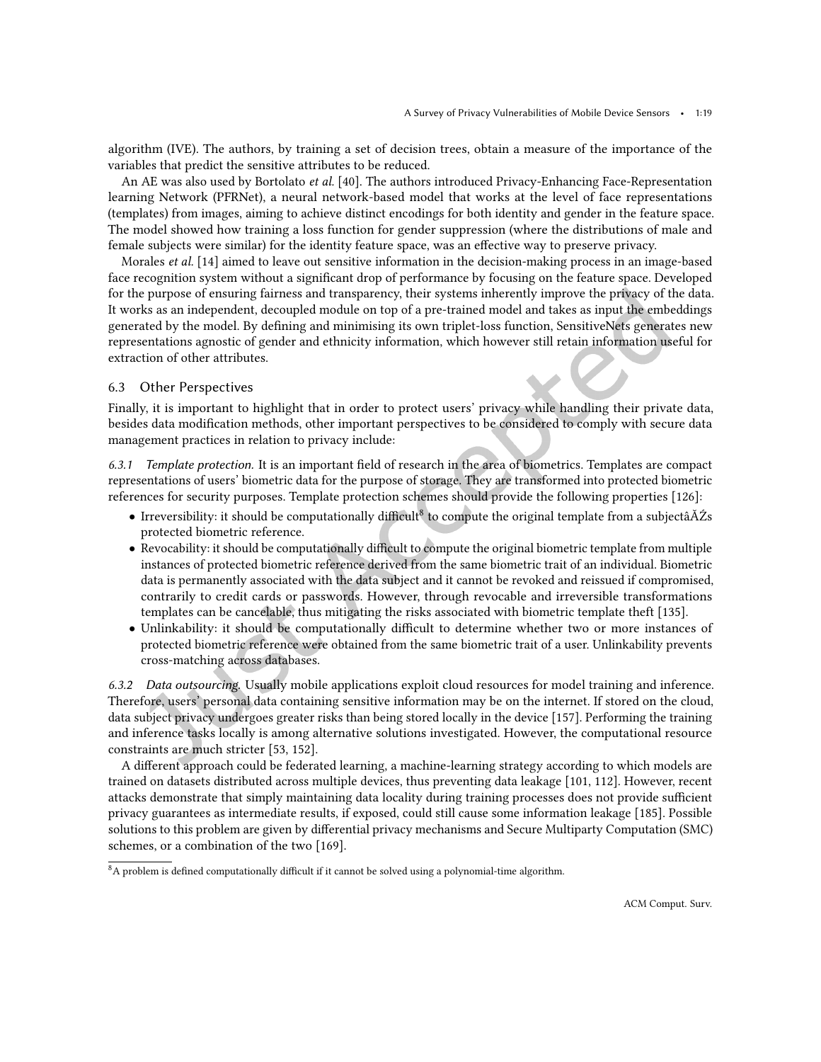algorithm (IVE). The authors, by training a set of decision trees, obtain a measure of the importance of the variables that predict the sensitive attributes to be reduced.

An AE was also used by Bortolato *et al.* [40]. The authors introduced Privacy-Enhancing Face-Representation learning Network (PFRNet), a neural network-based model that works at the level of face representations (templates) from images, aiming to achieve distinct encodings for both identity and gender in the feature space. The model showed how training a loss function for gender suppression (where the distributions of male and female subjects were similar) for the identity feature space, was an effective way to preserve privacy.

Morales *et al.* [14] aimed to leave out sensitive information in the decision-making process in an image-based face recognition system without a significant drop of performance by focusing on the feature space. Developed for the purpose of ensuring fairness and transparency, their systems inherently improve the privacy of the data. It works as an independent, decoupled module on top of a pre-trained model and takes as input the embeddings generated by the model. By defining and minimising its own triplet-loss function, SensitiveNets generates new representations agnostic of gender and ethnicity information, which however still retain information useful for extraction of other attributes.

## 6.3 Other Perspectives

Finally, it is important to highlight that in order to protect users' privacy while handling their private data, besides data modification methods, other important perspectives to be considered to comply with secure data management practices in relation to privacy include:

*6.3.1 Template protection.* It is an important field of research in the area of biometrics. Templates are compact representations of users' biometric data for the purpose of storage. They are transformed into protected biometric references for security purposes. Template protection schemes should provide the following properties [126]:

- Irreversibility: it should be computationally difficult[8] to compute the original template from a subjectâĂŹs protected biometric reference.
- Revocability: it should be computationally difficult to compute the original biometric template from multiple instances of protected biometric reference derived from the same biometric trait of an individual. Biometric data is permanently associated with the data subject and it cannot be revoked and reissued if compromised, contrarily to credit cards or passwords. However, through revocable and irreversible transformations templates can be cancelable, thus mitigating the risks associated with biometric template theft [135].
- Unlinkability: it should be computationally difficult to determine whether two or more instances of protected biometric reference were obtained from the same biometric trait of a user. Unlinkability prevents cross-matching across databases.

*6.3.2 Data outsourcing.* Usually mobile applications exploit cloud resources for model training and inference. Therefore, users' personal data containing sensitive information may be on the internet. If stored on the cloud, data subject privacy undergoes greater risks than being stored locally in the device [157]. Performing the training and inference tasks locally is among alternative solutions investigated. However, the computational resource constraints are much stricter [53, 152].

A different approach could be federated learning, a machine-learning strategy according to which models are trained on datasets distributed across multiple devices, thus preventing data leakage [101, 112]. However, recent attacks demonstrate that simply maintaining data locality during training processes does not provide sufficient privacy guarantees as intermediate results, if exposed, could still cause some information leakage [185]. Possible solutions to this problem are given by differential privacy mechanisms and Secure Multiparty Computation (SMC) schemes, or a combination of the two [169].

[8] A problem is defined computationally difficult if it cannot be solved using a polynomial-time algorithm.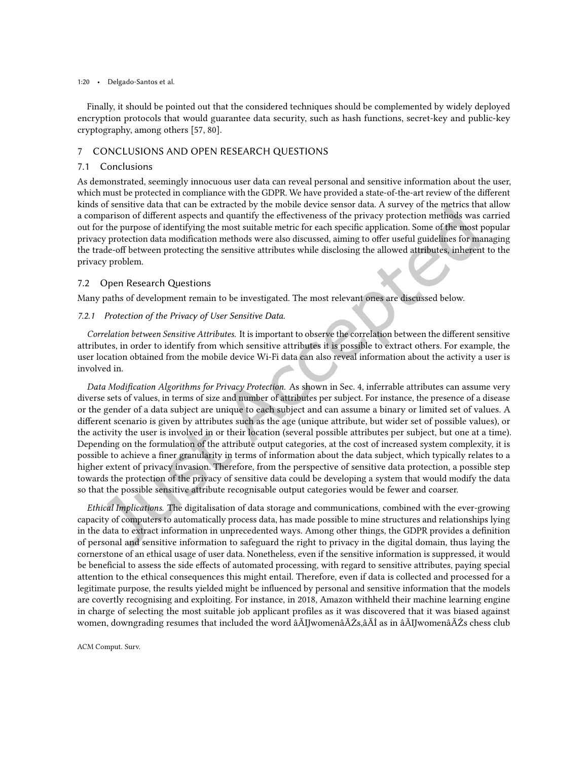Finally, it should be pointed out that the considered techniques should be complemented by widely deployed encryption protocols that would guarantee data security, such as hash functions, secret-key and public-key cryptography, among others [57, 80].

# 7 CONCLUSIONS AND OPEN RESEARCH QUESTIONS

## 7.1 Conclusions

As demonstrated, seemingly innocuous user data can reveal personal and sensitive information about the user, which must be protected in compliance with the GDPR. We have provided a state-of-the-art review of the different kinds of sensitive data that can be extracted by the mobile device sensor data. A survey of the metrics that allow a comparison of different aspects and quantify the effectiveness of the privacy protection methods was carried out for the purpose of identifying the most suitable metric for each specific application. Some of the most popular privacy protection data modification methods were also discussed, aiming to offer useful guidelines for managing the trade-off between protecting the sensitive attributes while disclosing the allowed attributes, inherent to the privacy problem.

## 7.2 Open Research Questions

Many paths of development remain to be investigated. The most relevant ones are discussed below.

### 7.2.1 *Protection of the Privacy of User Sensitive Data.*

*Correlation between Sensitive Attributes.* It is important to observe the correlation between the different sensitive attributes, in order to identify from which sensitive attributes it is possible to extract others. For example, the user location obtained from the mobile device Wi-Fi data can also reveal information about the activity a user is involved in.

*Data Modification Algorithms for Privacy Protection.* As shown in Sec. 4, inferrable attributes can assume very diverse sets of values, in terms of size and number of attributes per subject. For instance, the presence of a disease or the gender of a data subject are unique to each subject and can assume a binary or limited set of values. A different scenario is given by attributes such as the age (unique attribute, but wider set of possible values), or the activity the user is involved in or their location (several possible attributes per subject, but one at a time). Depending on the formulation of the attribute output categories, at the cost of increased system complexity, it is possible to achieve a finer granularity in terms of information about the data subject, which typically relates to a higher extent of privacy invasion. Therefore, from the perspective of sensitive data protection, a possible step towards the protection of the privacy of sensitive data could be developing a system that would modify the data so that the possible sensitive attribute recognisable output categories would be fewer and coarser.

*Ethical Implications.* The digitalisation of data storage and communications, combined with the ever-growing capacity of computers to automatically process data, has made possible to mine structures and relationships lying in the data to extract information in unprecedented ways. Among other things, the GDPR provides a definition of personal and sensitive information to safeguard the right to privacy in the digital domain, thus laying the cornerstone of an ethical usage of user data. Nonetheless, even if the sensitive information is suppressed, it would be beneficial to assess the side effects of automated processing, with regard to sensitive attributes, paying special attention to the ethical consequences this might entail. Therefore, even if data is collected and processed for a legitimate purpose, the results yielded might be influenced by personal and sensitive information that the models are covertly recognising and exploiting. For instance, in 2018, Amazon withheld their machine learning engine in charge of selecting the most suitable job applicant profiles as it was discovered that it was biased against women, downgrading resumes that included the word âĂIJwomenâĂŹs,âĂİ as in âĂIJwomenâĂŹs chess club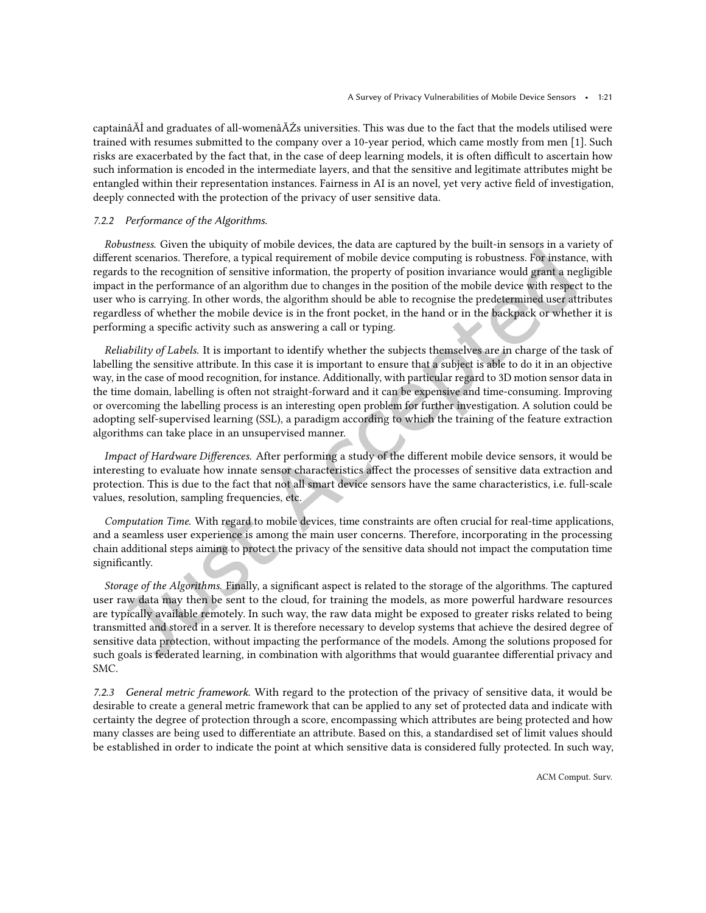captainâĂİ and graduates of all-womenâĂŹs universities. This was due to the fact that the models utilised were trained with resumes submitted to the company over a 10-year period, which came mostly from men [1]. Such risks are exacerbated by the fact that, in the case of deep learning models, it is often difficult to ascertain how such information is encoded in the intermediate layers, and that the sensitive and legitimate attributes might be entangled within their representation instances. Fairness in AI is an novel, yet very active field of investigation, deeply connected with the protection of the privacy of user sensitive data.

#### 7.2.2 Performance of the Algorithms.

*Robustness.* Given the ubiquity of mobile devices, the data are captured by the built-in sensors in a variety of different scenarios. Therefore, a typical requirement of mobile device computing is robustness. For instance, with regards to the recognition of sensitive information, the property of position invariance would grant a negligible impact in the performance of an algorithm due to changes in the position of the mobile device with respect to the user who is carrying. In other words, the algorithm should be able to recognise the predetermined user attributes regardless of whether the mobile device is in the front pocket, in the hand or in the backpack or whether it is performing a specific activity such as answering a call or typing.

*Reliability of Labels.* It is important to identify whether the subjects themselves are in charge of the task of labelling the sensitive attribute. In this case it is important to ensure that a subject is able to do it in an objective way, in the case of mood recognition, for instance. Additionally, with particular regard to 3D motion sensor data in the time domain, labelling is often not straight-forward and it can be expensive and time-consuming. Improving or overcoming the labelling process is an interesting open problem for further investigation. A solution could be adopting self-supervised learning (SSL), a paradigm according to which the training of the feature extraction algorithms can take place in an unsupervised manner.

*Impact of Hardware Differences.* After performing a study of the different mobile device sensors, it would be interesting to evaluate how innate sensor characteristics affect the processes of sensitive data extraction and protection. This is due to the fact that not all smart device sensors have the same characteristics, i.e. full-scale values, resolution, sampling frequencies, etc.

*Computation Time.* With regard to mobile devices, time constraints are often crucial for real-time applications, and a seamless user experience is among the main user concerns. Therefore, incorporating in the processing chain additional steps aiming to protect the privacy of the sensitive data should not impact the computation time significantly.

*Storage of the Algorithms.* Finally, a significant aspect is related to the storage of the algorithms. The captured user raw data may then be sent to the cloud, for training the models, as more powerful hardware resources are typically available remotely. In such way, the raw data might be exposed to greater risks related to being transmitted and stored in a server. It is therefore necessary to develop systems that achieve the desired degree of sensitive data protection, without impacting the performance of the models. Among the solutions proposed for such goals is federated learning, in combination with algorithms that would guarantee differential privacy and SMC.

#### 7.2.3 General metric framework.

With regard to the protection of the privacy of sensitive data, it would be desirable to create a general metric framework that can be applied to any set of protected data and indicate with certainty the degree of protection through a score, encompassing which attributes are being protected and how many classes are being used to differentiate an attribute. Based on this, a standardised set of limit values should be established in order to indicate the point at which sensitive data is considered fully protected. In such way,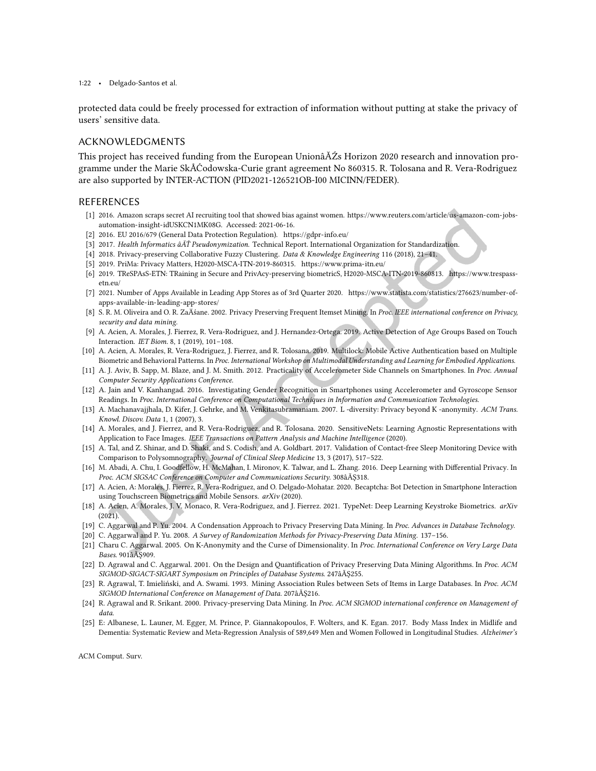protected data could be freely processed for extraction of information without putting at stake the privacy of users' sensitive data.

## ACKNOWLEDGMENTS

This project has received funding from the European UnionâĂŹs Horizon 2020 research and innovation programme under the Marie SkÅĆodowska-Curie grant agreement No 860315. R. Tolosana and R. Vera-Rodriguez are also supported by INTER-ACTION (PID2021-126521OB-I00 MICINN/FEDER).

## REFERENCES

[1] 2016. Amazon scraps secret AI recruiting tool that showed bias against women. https://www.reuters.com/article/us-amazon-com-jobs-automation-insight-idUSKCN1MK08G. Accessed: 2021-06-16.

[2] 2016. EU 2016/679 (General Data Protection Regulation). https://gdpr-info.eu/

[3] 2017. *Health Informatics âĂŤ Pseudonymization.* Technical Report. International Organization for Standardization.

[4] 2018. Privacy-preserving Collaborative Fuzzy Clustering. *Data & Knowledge Engineering* 116 (2018), 21–41.

[5] 2019. PriMa: Privacy Matters, H2020-MSCA-ITN-2019-860315. https://www.prima-itn.eu/

[6] 2019. TReSPAsS-ETN: TRaining in Secure and PrivAcy-preserving biometricS, H2020-MSCA-ITN-2019-860813. https://www.trespass-etn.eu/

[7] 2021. Number of Apps Available in Leading App Stores as of 3rd Quarter 2020. https://www.statista.com/statistics/276623/number-of-apps-available-in-leading-app-stores/

[8] S. R. M. Oliveira and O. R. ZaÃśane. 2002. Privacy Preserving Frequent Itemset Mining. In *Proc. IEEE international conference on Privacy, security and data mining.*

[9] A. Acien, A. Morales, J. Fierrez, R. Vera-Rodriguez, and J. Hernandez-Ortega. 2019. Active Detection of Age Groups Based on Touch Interaction. *IET Biom.* 8, 1 (2019), 101–108.

[10] A. Acien, A. Morales, R. Vera-Rodriguez, J. Fierrez, and R. Tolosana. 2019. Multilock: Mobile Active Authentication based on Multiple Biometric and Behavioral Patterns. In *Proc. International Workshop on Multimodal Understanding and Learning for Embodied Applications.*

[11] A. J. Aviv, B. Sapp, M. Blaze, and J. M. Smith. 2012. Practicality of Accelerometer Side Channels on Smartphones. In *Proc. Annual Computer Security Applications Conference.*

[12] A. Jain and V. Kanhangad. 2016. Investigating Gender Recognition in Smartphones using Accelerometer and Gyroscope Sensor Readings. In *Proc. International Conference on Computational Techniques in Information and Communication Technologies.*

[13] A. Machanavajjhala, D. Kifer, J. Gehrke, and M. Venkitasubramaniam. 2007. L -diversity: Privacy beyond K -anonymity. *ACM Trans. Knowl. Discov. Data* 1, 1 (2007), 3.

[14] A. Morales, and J. Fierrez, and R. Vera-Rodriguez, and R. Tolosana. 2020. SensitiveNets: Learning Agnostic Representations with Application to Face Images. *IEEE Transactions on Pattern Analysis and Machine Intelligence* (2020).

[15] A. Tal, and Z. Shinar, and D. Shaki, and S. Codish, and A. Goldbart. 2017. Validation of Contact-free Sleep Monitoring Device with Comparison to Polysomnography. *Journal of Clinical Sleep Medicine* 13, 3 (2017), 517–522.

[16] M. Abadi, A. Chu, I. Goodfellow, H. McMahan, I. Mironov, K. Talwar, and L. Zhang. 2016. Deep Learning with Differential Privacy. In *Proc. ACM SIGSAC Conference on Computer and Communications Security.* 308âĂŞ318.

[17] A. Acien, A: Morales, J. Fierrez, R. Vera-Rodriguez, and O. Delgado-Mohatar. 2020. Becaptcha: Bot Detection in Smartphone Interaction using Touchscreen Biometrics and Mobile Sensors. *arXiv* (2020).

[18] A. Acien, A. Morales, J. V. Monaco, R. Vera-Rodriguez, and J. Fierrez. 2021. TypeNet: Deep Learning Keystroke Biometrics. *arXiv* (2021).

[19] C. Aggarwal and P. Yu. 2004. A Condensation Approach to Privacy Preserving Data Mining. In *Proc. Advances in Database Technology.*

[20] C. Aggarwal and P. Yu. 2008. *A Survey of Randomization Methods for Privacy-Preserving Data Mining.* 137–156.

[21] Charu C. Aggarwal. 2005. On K-Anonymity and the Curse of Dimensionality. In *Proc. International Conference on Very Large Data Bases.* 901âĂŞ909.

[22] D. Agrawal and C. Aggarwal. 2001. On the Design and Quantification of Privacy Preserving Data Mining Algorithms. In *Proc. ACM SIGMOD-SIGACT-SIGART Symposium on Principles of Database Systems.* 247âĂŞ255.

[23] R. Agrawal, T. Imieliński, and A. Swami. 1993. Mining Association Rules between Sets of Items in Large Databases. In *Proc. ACM SIGMOD International Conference on Management of Data.* 207âĂŞ216.

[24] R. Agrawal and R. Srikant. 2000. Privacy-preserving Data Mining. In *Proc. ACM SIGMOD international conference on Management of data.*

[25] E: Albanese, L. Launer, M. Egger, M. Prince, P. Giannakopoulos, F. Wolters, and K. Egan. 2017. Body Mass Index in Midlife and Dementia: Systematic Review and Meta-Regression Analysis of 589,649 Men and Women Followed in Longitudinal Studies. *Alzheimer's*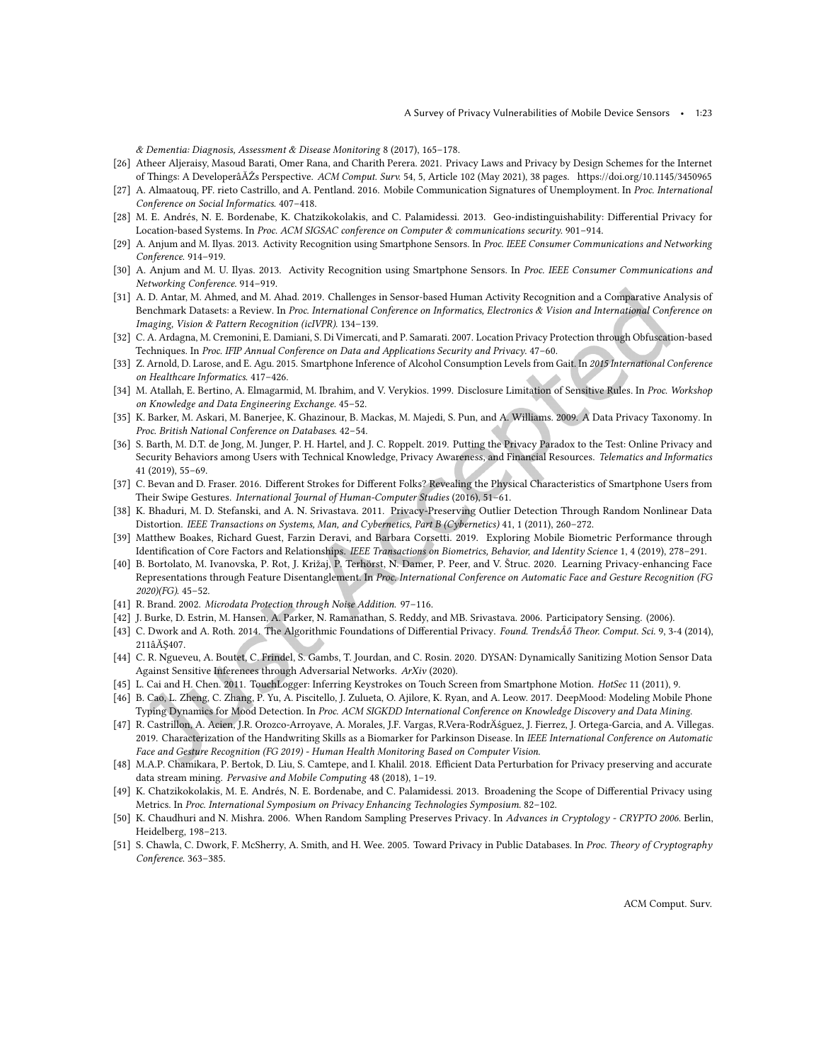*& Dementia: Diagnosis, Assessment & Disease Monitoring* 8 (2017), 165–178.

[26] Atheer Aljeraisy, Masoud Barati, Omer Rana, and Charith Perera. 2021. Privacy Laws and Privacy by Design Schemes for the Internet of Things: A DeveloperâĂŹs Perspective. *ACM Comput. Surv.* 54, 5, Article 102 (May 2021), 38 pages. https://doi.org/10.1145/3450965

[27] A. Almaatouq, PF. rieto Castrillo, and A. Pentland. 2016. Mobile Communication Signatures of Unemployment. In *Proc. International Conference on Social Informatics*. 407–418.

[28] M. E. Andrés, N. E. Bordenabe, K. Chatzikokolakis, and C. Palamidessi. 2013. Geo-indistinguishability: Differential Privacy for Location-based Systems. In *Proc. ACM SIGSAC conference on Computer & communications security*. 901–914.

[29] A. Anjum and M. Ilyas. 2013. Activity Recognition using Smartphone Sensors. In *Proc. IEEE Consumer Communications and Networking Conference*. 914–919.

[30] A. Anjum and M. U. Ilyas. 2013. Activity Recognition using Smartphone Sensors. In *Proc. IEEE Consumer Communications and Networking Conference*. 914–919.

[31] A. D. Antar, M. Ahmed, and M. Ahad. 2019. Challenges in Sensor-based Human Activity Recognition and a Comparative Analysis of Benchmark Datasets: a Review. In *Proc. International Conference on Informatics, Electronics & Vision and International Conference on Imaging, Vision & Pattern Recognition (icIVPR)*. 134–139.

[32] C. A. Ardagna, M. Cremonini, E. Damiani, S. Di Vimercati, and P. Samarati. 2007. Location Privacy Protection through Obfuscation-based Techniques. In *Proc. IFIP Annual Conference on Data and Applications Security and Privacy*. 47–60.

[33] Z. Arnold, D. Larose, and E. Agu. 2015. Smartphone Inference of Alcohol Consumption Levels from Gait. In *2015 International Conference on Healthcare Informatics*. 417–426.

[34] M. Atallah, E. Bertino, A. Elmagarmid, M. Ibrahim, and V. Verykios. 1999. Disclosure Limitation of Sensitive Rules. In *Proc. Workshop on Knowledge and Data Engineering Exchange*. 45–52.

[35] K. Barker, M. Askari, M. Banerjee, K. Ghazinour, B. Mackas, M. Majedi, S. Pun, and A. Williams. 2009. A Data Privacy Taxonomy. In *Proc. British National Conference on Databases*. 42–54.

[36] S. Barth, M. D.T. de Jong, M. Junger, P. H. Hartel, and J. C. Roppelt. 2019. Putting the Privacy Paradox to the Test: Online Privacy and Security Behaviors among Users with Technical Knowledge, Privacy Awareness, and Financial Resources. *Telematics and Informatics* 41 (2019), 55–69.

[37] C. Bevan and D. Fraser. 2016. Different Strokes for Different Folks? Revealing the Physical Characteristics of Smartphone Users from Their Swipe Gestures. *International Journal of Human-Computer Studies* (2016), 51–61.

[38] K. Bhaduri, M. D. Stefanski, and A. N. Srivastava. 2011. Privacy-Preserving Outlier Detection Through Random Nonlinear Data Distortion. *IEEE Transactions on Systems, Man, and Cybernetics, Part B (Cybernetics)* 41, 1 (2011), 260–272.

[39] Matthew Boakes, Richard Guest, Farzin Deravi, and Barbara Corsetti. 2019. Exploring Mobile Biometric Performance through Identification of Core Factors and Relationships. *IEEE Transactions on Biometrics, Behavior, and Identity Science* 1, 4 (2019), 278–291.

[40] B. Bortolato, M. Ivanovska, P. Rot, J. Križaj, P. Terhörst, N. Damer, P. Peer, and V. Štruc. 2020. Learning Privacy-enhancing Face Representations through Feature Disentanglement. In *Proc. International Conference on Automatic Face and Gesture Recognition (FG 2020)(FG)*. 45–52.

[41] R. Brand. 2002. *Microdata Protection through Noise Addition*. 97–116.

[42] J. Burke, D. Estrin, M. Hansen, A. Parker, N. Ramanathan, S. Reddy, and MB. Srivastava. 2006. Participatory Sensing. (2006).

[43] C. Dwork and A. Roth. 2014. The Algorithmic Foundations of Differential Privacy. *Found. TrendsÂő Theor. Comput. Sci.* 9, 3-4 (2014), 211âĂŞ407.

[44] C. R. Ngueveu, A. Boutet, C. Frindel, S. Gambs, T. Jourdan, and C. Rosin. 2020. DYSAN: Dynamically Sanitizing Motion Sensor Data Against Sensitive Inferences through Adversarial Networks. *ArXiv* (2020).

[45] L. Cai and H. Chen. 2011. TouchLogger: Inferring Keystrokes on Touch Screen from Smartphone Motion. *HotSec* 11 (2011), 9.

[46] B. Cao, L. Zheng, C. Zhang, P. Yu, A. Piscitello, J. Zulueta, O. Ajilore, K. Ryan, and A. Leow. 2017. DeepMood: Modeling Mobile Phone Typing Dynamics for Mood Detection. In *Proc. ACM SIGKDD International Conference on Knowledge Discovery and Data Mining*.

[47] R. Castrillon, A. Acien, J.R. Orozco-Arroyave, A. Morales, J.F. Vargas, R.Vera-RodrÃśguez, J. Fierrez, J. Ortega-Garcia, and A. Villegas. 2019. Characterization of the Handwriting Skills as a Biomarker for Parkinson Disease. In *IEEE International Conference on Automatic Face and Gesture Recognition (FG 2019) - Human Health Monitoring Based on Computer Vision*.

[48] M.A.P. Chamikara, P. Bertok, D. Liu, S. Camtepe, and I. Khalil. 2018. Efficient Data Perturbation for Privacy preserving and accurate data stream mining. *Pervasive and Mobile Computing* 48 (2018), 1–19.

[49] K. Chatzikokolakis, M. E. Andrés, N. E. Bordenabe, and C. Palamidessi. 2013. Broadening the Scope of Differential Privacy using Metrics. In *Proc. International Symposium on Privacy Enhancing Technologies Symposium*. 82–102.

[50] K. Chaudhuri and N. Mishra. 2006. When Random Sampling Preserves Privacy. In *Advances in Cryptology - CRYPTO 2006*. Berlin, Heidelberg, 198–213.

[51] S. Chawla, C. Dwork, F. McSherry, A. Smith, and H. Wee. 2005. Toward Privacy in Public Databases. In *Proc. Theory of Cryptography Conference*. 363–385.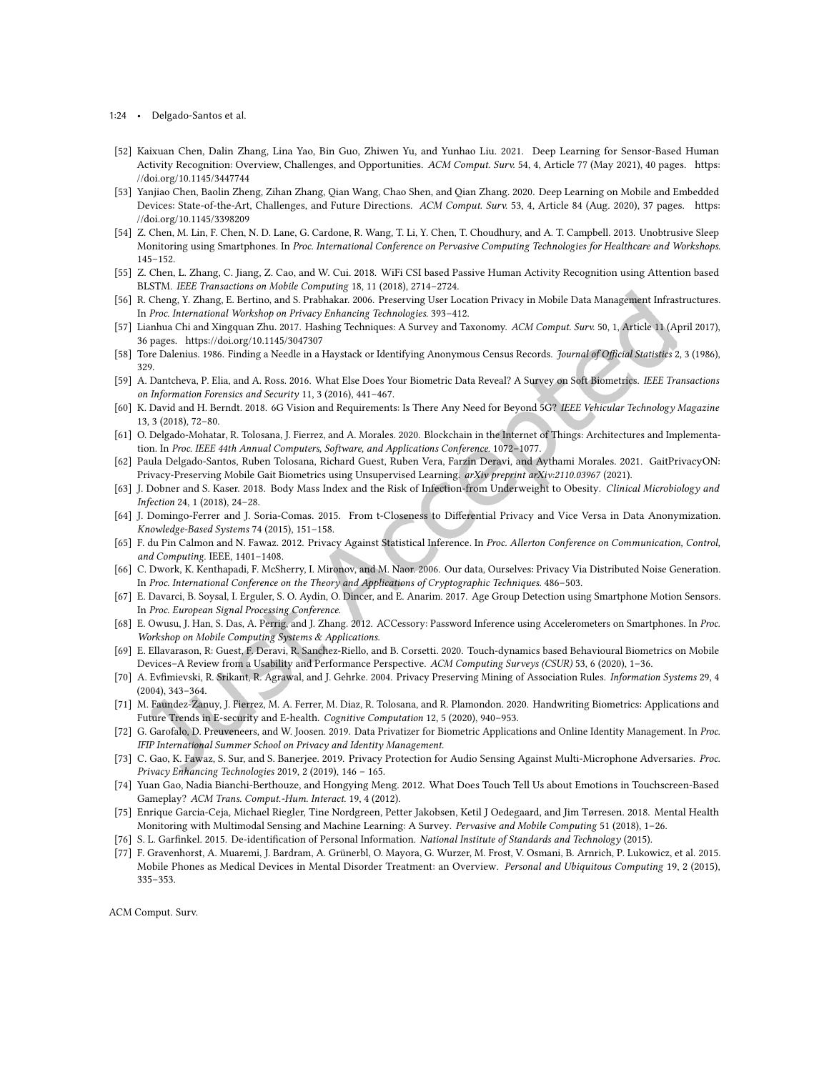- [52] Kaixuan Chen, Dalin Zhang, Lina Yao, Bin Guo, Zhiwen Yu, and Yunhao Liu. 2021. Deep Learning for Sensor-Based Human Activity Recognition: Overview, Challenges, and Opportunities. *ACM Comput. Surv.* 54, 4, Article 77 (May 2021), 40 pages. https://doi.org/10.1145/3447744
- [53] Yanjiao Chen, Baolin Zheng, Zihan Zhang, Qian Wang, Chao Shen, and Qian Zhang. 2020. Deep Learning on Mobile and Embedded Devices: State-of-the-Art, Challenges, and Future Directions. *ACM Comput. Surv.* 53, 4, Article 84 (Aug. 2020), 37 pages. https://doi.org/10.1145/3398209
- [54] Z. Chen, M. Lin, F. Chen, N. D. Lane, G. Cardone, R. Wang, T. Li, Y. Chen, T. Choudhury, and A. T. Campbell. 2013. Unobtrusive Sleep Monitoring using Smartphones. In *Proc. International Conference on Pervasive Computing Technologies for Healthcare and Workshops*. 145–152.
- [55] Z. Chen, L. Zhang, C. Jiang, Z. Cao, and W. Cui. 2018. WiFi CSI based Passive Human Activity Recognition using Attention based BLSTM. *IEEE Transactions on Mobile Computing* 18, 11 (2018), 2714–2724.
- [56] R. Cheng, Y. Zhang, E. Bertino, and S. Prabhakar. 2006. Preserving User Location Privacy in Mobile Data Management Infrastructures. In *Proc. International Workshop on Privacy Enhancing Technologies*. 393–412.
- [57] Lianhua Chi and Xingquan Zhu. 2017. Hashing Techniques: A Survey and Taxonomy. *ACM Comput. Surv.* 50, 1, Article 11 (April 2017), 36 pages. https://doi.org/10.1145/3047307
- [58] Tore Dalenius. 1986. Finding a Needle in a Haystack or Identifying Anonymous Census Records. *Journal of Official Statistics* 2, 3 (1986), 329.
- [59] A. Dantcheva, P. Elia, and A. Ross. 2016. What Else Does Your Biometric Data Reveal? A Survey on Soft Biometrics. *IEEE Transactions on Information Forensics and Security* 11, 3 (2016), 441–467.
- [60] K. David and H. Berndt. 2018. 6G Vision and Requirements: Is There Any Need for Beyond 5G? *IEEE Vehicular Technology Magazine* 13, 3 (2018), 72–80.
- [61] O. Delgado-Mohatar, R. Tolosana, J. Fierrez, and A. Morales. 2020. Blockchain in the Internet of Things: Architectures and Implementation. In *Proc. IEEE 44th Annual Computers, Software, and Applications Conference*. 1072–1077.
- [62] Paula Delgado-Santos, Ruben Tolosana, Richard Guest, Ruben Vera, Farzin Deravi, and Aythami Morales. 2021. GaitPrivacyON: Privacy-Preserving Mobile Gait Biometrics using Unsupervised Learning. *arXiv preprint arXiv:2110.03967* (2021).
- [63] J. Dobner and S. Kaser. 2018. Body Mass Index and the Risk of Infection-from Underweight to Obesity. *Clinical Microbiology and Infection* 24, 1 (2018), 24–28.
- [64] J. Domingo-Ferrer and J. Soria-Comas. 2015. From t-Closeness to Differential Privacy and Vice Versa in Data Anonymization. *Knowledge-Based Systems* 74 (2015), 151–158.
- [65] F. du Pin Calmon and N. Fawaz. 2012. Privacy Against Statistical Inference. In *Proc. Allerton Conference on Communication, Control, and Computing*. IEEE, 1401–1408.
- [66] C. Dwork, K. Kenthapadi, F. McSherry, I. Mironov, and M. Naor. 2006. Our data, Ourselves: Privacy Via Distributed Noise Generation. In *Proc. International Conference on the Theory and Applications of Cryptographic Techniques*. 486–503.
- [67] E. Davarci, B. Soysal, I. Erguler, S. O. Aydin, O. Dincer, and E. Anarim. 2017. Age Group Detection using Smartphone Motion Sensors. In *Proc. European Signal Processing Conference*.
- [68] E. Owusu, J. Han, S. Das, A. Perrig, and J. Zhang. 2012. ACCessory: Password Inference using Accelerometers on Smartphones. In *Proc. Workshop on Mobile Computing Systems & Applications*.
- [69] E. Ellavarason, R. Guest, F. Deravi, R. Sanchez-Riello, and B. Corsetti. 2020. Touch-dynamics based Behavioural Biometrics on Mobile Devices–A Review from a Usability and Performance Perspective. *ACM Computing Surveys (CSUR)* 53, 6 (2020), 1–36.
- [70] A. Evfimievski, R. Srikant, R. Agrawal, and J. Gehrke. 2004. Privacy Preserving Mining of Association Rules. *Information Systems* 29, 4 (2004), 343–364.
- [71] M. Faundez-Zanuy, J. Fierrez, M. A. Ferrer, M. Diaz, R. Tolosana, and R. Plamondon. 2020. Handwriting Biometrics: Applications and Future Trends in E-security and E-health. *Cognitive Computation* 12, 5 (2020), 940–953.
- [72] G. Garofalo, D. Preuveneers, and W. Joosen. 2019. Data Privatizer for Biometric Applications and Online Identity Management. In *Proc. IFIP International Summer School on Privacy and Identity Management*.
- [73] C. Gao, K. Fawaz, S. Sur, and S. Banerjee. 2019. Privacy Protection for Audio Sensing Against Multi-Microphone Adversaries. *Proc. Privacy Enhancing Technologies* 2019, 2 (2019), 146 – 165.
- [74] Yuan Gao, Nadia Bianchi-Berthouze, and Hongying Meng. 2012. What Does Touch Tell Us about Emotions in Touchscreen-Based Gameplay? *ACM Trans. Comput.-Hum. Interact.* 19, 4 (2012).
- [75] Enrique Garcia-Ceja, Michael Riegler, Tine Nordgreen, Petter Jakobsen, Ketil J Oedegaard, and Jim Tørresen. 2018. Mental Health Monitoring with Multimodal Sensing and Machine Learning: A Survey. *Pervasive and Mobile Computing* 51 (2018), 1–26.
- [76] S. L. Garfinkel. 2015. De-identification of Personal Information. *National Institute of Standards and Technology* (2015).
- [77] F. Gravenhorst, A. Muaremi, J. Bardram, A. Grünerbl, O. Mayora, G. Wurzer, M. Frost, V. Osmani, B. Arnrich, P. Lukowicz, et al. 2015. Mobile Phones as Medical Devices in Mental Disorder Treatment: an Overview. *Personal and Ubiquitous Computing* 19, 2 (2015), 335–353.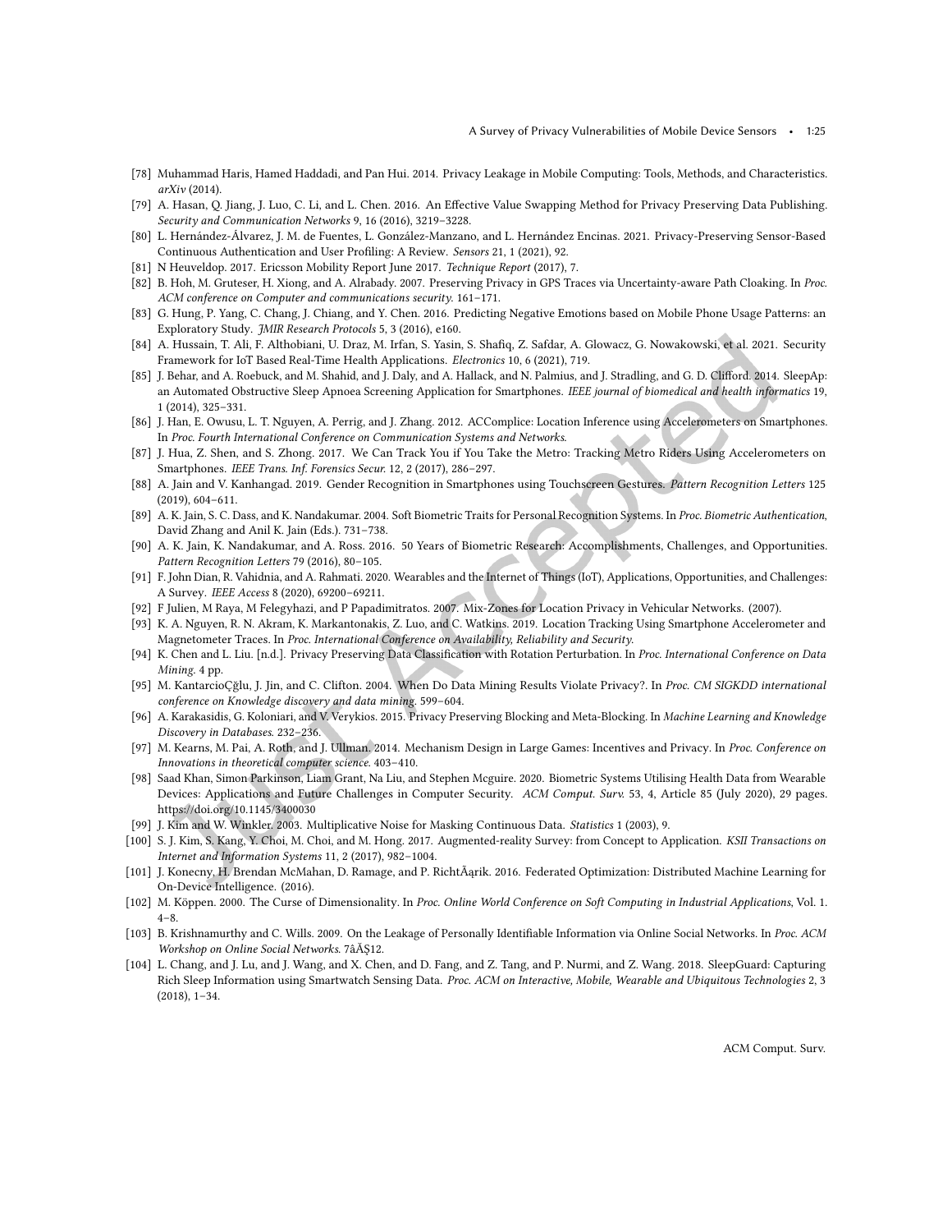[78] Muhammad Haris, Hamed Haddadi, and Pan Hui. 2014. Privacy Leakage in Mobile Computing: Tools, Methods, and Characteristics. *arXiv* (2014).

[79] A. Hasan, Q. Jiang, J. Luo, C. Li, and L. Chen. 2016. An Effective Value Swapping Method for Privacy Preserving Data Publishing. *Security and Communication Networks* 9, 16 (2016), 3219–3228.

[80] L. Hernández-Álvarez, J. M. de Fuentes, L. González-Manzano, and L. Hernández Encinas. 2021. Privacy-Preserving Sensor-Based Continuous Authentication and User Profiling: A Review. *Sensors* 21, 1 (2021), 92.

[81] N Heuveldop. 2017. Ericsson Mobility Report June 2017. *Technique Report* (2017), 7.

[82] B. Hoh, M. Gruteser, H. Xiong, and A. Alrabady. 2007. Preserving Privacy in GPS Traces via Uncertainty-aware Path Cloaking. In *Proc. ACM conference on Computer and communications security*. 161–171.

[83] G. Hung, P. Yang, C. Chang, J. Chiang, and Y. Chen. 2016. Predicting Negative Emotions based on Mobile Phone Usage Patterns: an Exploratory Study. *JMIR Research Protocols* 5, 3 (2016), e160.

[84] A. Hussain, T. Ali, F. Althobiani, U. Draz, M. Irfan, S. Yasin, S. Shafiq, Z. Safdar, A. Glowacz, G. Nowakowski, et al. 2021. Security Framework for IoT Based Real-Time Health Applications. *Electronics* 10, 6 (2021), 719.

[85] J. Behar, and A. Roebuck, and M. Shahid, and J. Daly, and A. Hallack, and N. Palmius, and J. Stradling, and G. D. Clifford. 2014. SleepAp: an Automated Obstructive Sleep Apnoea Screening Application for Smartphones. *IEEE journal of biomedical and health informatics* 19, 1 (2014), 325–331.

[86] J. Han, E. Owusu, L. T. Nguyen, A. Perrig, and J. Zhang. 2012. ACComplice: Location Inference using Accelerometers on Smartphones. In *Proc. Fourth International Conference on Communication Systems and Networks*.

[87] J. Hua, Z. Shen, and S. Zhong. 2017. We Can Track You if You Take the Metro: Tracking Metro Riders Using Accelerometers on Smartphones. *IEEE Trans. Inf. Forensics Secur.* 12, 2 (2017), 286–297.

[88] A. Jain and V. Kanhangad. 2019. Gender Recognition in Smartphones using Touchscreen Gestures. *Pattern Recognition Letters* 125 (2019), 604–611.

[89] A. K. Jain, S. C. Dass, and K. Nandakumar. 2004. Soft Biometric Traits for Personal Recognition Systems. In *Proc. Biometric Authentication*, David Zhang and Anil K. Jain (Eds.). 731–738.

[90] A. K. Jain, K. Nandakumar, and A. Ross. 2016. 50 Years of Biometric Research: Accomplishments, Challenges, and Opportunities. *Pattern Recognition Letters* 79 (2016), 80–105.

[91] F. John Dian, R. Vahidnia, and A. Rahmati. 2020. Wearables and the Internet of Things (IoT), Applications, Opportunities, and Challenges: A Survey. *IEEE Access* 8 (2020), 69200–69211.

[92] F Julien, M Raya, M Felegyhazi, and P Papadimitratos. 2007. Mix-Zones for Location Privacy in Vehicular Networks. (2007).

[93] K. A. Nguyen, R. N. Akram, K. Markantonakis, Z. Luo, and C. Watkins. 2019. Location Tracking Using Smartphone Accelerometer and Magnetometer Traces. In *Proc. International Conference on Availability, Reliability and Security*.

[94] K. Chen and L. Liu. [n.d.]. Privacy Preserving Data Classification with Rotation Perturbation. In *Proc. International Conference on Data Mining*. 4 pp.

[95] M. KantarcioÇğlu, J. Jin, and C. Clifton. 2004. When Do Data Mining Results Violate Privacy?. In *Proc. CM SIGKDD international conference on Knowledge discovery and data mining*. 599–604.

[96] A. Karakasidis, G. Koloniari, and V. Verykios. 2015. Privacy Preserving Blocking and Meta-Blocking. In *Machine Learning and Knowledge Discovery in Databases*. 232–236.

[97] M. Kearns, M. Pai, A. Roth, and J. Ullman. 2014. Mechanism Design in Large Games: Incentives and Privacy. In *Proc. Conference on Innovations in theoretical computer science*. 403–410.

[98] Saad Khan, Simon Parkinson, Liam Grant, Na Liu, and Stephen Mcguire. 2020. Biometric Systems Utilising Health Data from Wearable Devices: Applications and Future Challenges in Computer Security. *ACM Comput. Surv.* 53, 4, Article 85 (July 2020), 29 pages. https://doi.org/10.1145/3400030

[99] J. Kim and W. Winkler. 2003. Multiplicative Noise for Masking Continuous Data. *Statistics* 1 (2003), 9.

[100] S. J. Kim, S. Kang, Y. Choi, M. Choi, and M. Hong. 2017. Augmented-reality Survey: from Concept to Application. *KSII Transactions on Internet and Information Systems* 11, 2 (2017), 982–1004.

[101] J. Konecny, H. Brendan McMahan, D. Ramage, and P. RichtÃąrik. 2016. Federated Optimization: Distributed Machine Learning for On-Device Intelligence. (2016).

[102] M. Köppen. 2000. The Curse of Dimensionality. In *Proc. Online World Conference on Soft Computing in Industrial Applications*, Vol. 1. 4–8.

[103] B. Krishnamurthy and C. Wills. 2009. On the Leakage of Personally Identifiable Information via Online Social Networks. In *Proc. ACM Workshop on Online Social Networks*. 7âĂŞ12.

[104] L. Chang, and J. Lu, and J. Wang, and X. Chen, and D. Fang, and Z. Tang, and P. Nurmi, and Z. Wang. 2018. SleepGuard: Capturing Rich Sleep Information using Smartwatch Sensing Data. *Proc. ACM on Interactive, Mobile, Wearable and Ubiquitous Technologies* 2, 3 (2018), 1–34.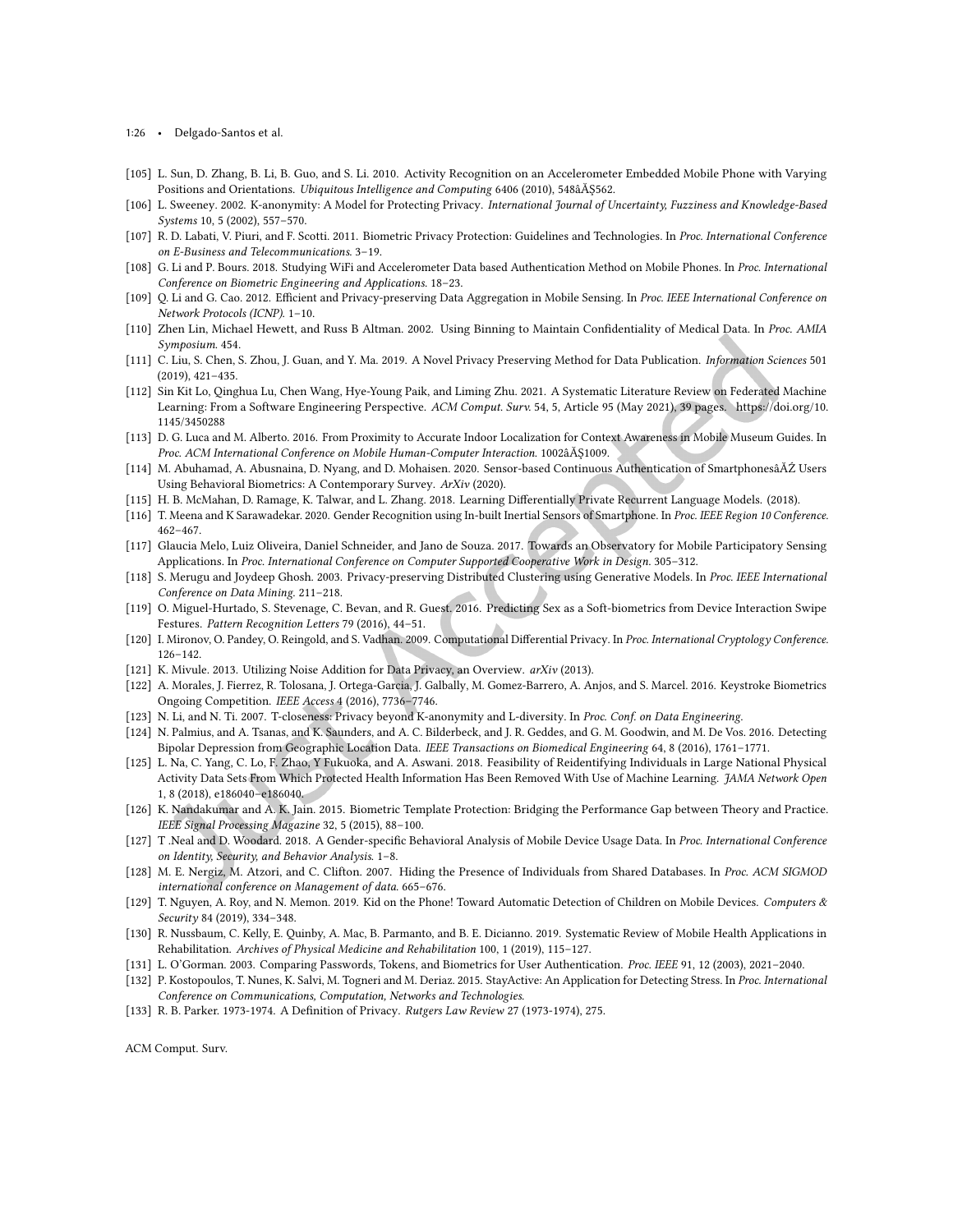[105] L. Sun, D. Zhang, B. Li, B. Guo, and S. Li. 2010. Activity Recognition on an Accelerometer Embedded Mobile Phone with Varying Positions and Orientations. *Ubiquitous Intelligence and Computing* 6406 (2010), 548âĂŞ562.

[106] L. Sweeney. 2002. K-anonymity: A Model for Protecting Privacy. *International Journal of Uncertainty, Fuzziness and Knowledge-Based Systems* 10, 5 (2002), 557–570.

[107] R. D. Labati, V. Piuri, and F. Scotti. 2011. Biometric Privacy Protection: Guidelines and Technologies. In *Proc. International Conference on E-Business and Telecommunications*. 3–19.

[108] G. Li and P. Bours. 2018. Studying WiFi and Accelerometer Data based Authentication Method on Mobile Phones. In *Proc. International Conference on Biometric Engineering and Applications*. 18–23.

[109] Q. Li and G. Cao. 2012. Efficient and Privacy-preserving Data Aggregation in Mobile Sensing. In *Proc. IEEE International Conference on Network Protocols (ICNP)*. 1–10.

[110] Zhen Lin, Michael Hewett, and Russ B Altman. 2002. Using Binning to Maintain Confidentiality of Medical Data. In *Proc. AMIA Symposium*. 454.

[111] C. Liu, S. Chen, S. Zhou, J. Guan, and Y. Ma. 2019. A Novel Privacy Preserving Method for Data Publication. *Information Sciences* 501 (2019), 421–435.

[112] Sin Kit Lo, Qinghua Lu, Chen Wang, Hye-Young Paik, and Liming Zhu. 2021. A Systematic Literature Review on Federated Machine Learning: From a Software Engineering Perspective. *ACM Comput. Surv.* 54, 5, Article 95 (May 2021), 39 pages. https://doi.org/10.1145/3450288

[113] D. G. Luca and M. Alberto. 2016. From Proximity to Accurate Indoor Localization for Context Awareness in Mobile Museum Guides. In *Proc. ACM International Conference on Mobile Human-Computer Interaction*. 1002âĂŞ1009.

[114] M. Abuhamad, A. Abusnaina, D. Nyang, and D. Mohaisen. 2020. Sensor-based Continuous Authentication of SmartphonesâĂŹ Users Using Behavioral Biometrics: A Contemporary Survey. *ArXiv* (2020).

[115] H. B. McMahan, D. Ramage, K. Talwar, and L. Zhang. 2018. Learning Differentially Private Recurrent Language Models. (2018).

[116] T. Meena and K Sarawadekar. 2020. Gender Recognition using In-built Inertial Sensors of Smartphone. In *Proc. IEEE Region 10 Conference*. 462–467.

[117] Glaucia Melo, Luiz Oliveira, Daniel Schneider, and Jano de Souza. 2017. Towards an Observatory for Mobile Participatory Sensing Applications. In *Proc. International Conference on Computer Supported Cooperative Work in Design*. 305–312.

[118] S. Merugu and Joydeep Ghosh. 2003. Privacy-preserving Distributed Clustering using Generative Models. In *Proc. IEEE International Conference on Data Mining*. 211–218.

[119] O. Miguel-Hurtado, S. Stevenage, C. Bevan, and R. Guest. 2016. Predicting Sex as a Soft-biometrics from Device Interaction Swipe Festures. *Pattern Recognition Letters* 79 (2016), 44–51.

[120] I. Mironov, O. Pandey, O. Reingold, and S. Vadhan. 2009. Computational Differential Privacy. In *Proc. International Cryptology Conference*. 126–142.

[121] K. Mivule. 2013. Utilizing Noise Addition for Data Privacy, an Overview. *arXiv* (2013).

[122] A. Morales, J. Fierrez, R. Tolosana, J. Ortega-Garcia, J. Galbally, M. Gomez-Barrero, A. Anjos, and S. Marcel. 2016. Keystroke Biometrics Ongoing Competition. *IEEE Access* 4 (2016), 7736–7746.

[123] N. Li, and N. Ti. 2007. T-closeness: Privacy beyond K-anonymity and L-diversity. In *Proc. Conf. on Data Engineering*.

[124] N. Palmius, and A. Tsanas, and K. Saunders, and A. C. Bilderbeck, and J. R. Geddes, and G. M. Goodwin, and M. De Vos. 2016. Detecting Bipolar Depression from Geographic Location Data. *IEEE Transactions on Biomedical Engineering* 64, 8 (2016), 1761–1771.

[125] L. Na, C. Yang, C. Lo, F. Zhao, Y Fukuoka, and A. Aswani. 2018. Feasibility of Reidentifying Individuals in Large National Physical Activity Data Sets From Which Protected Health Information Has Been Removed With Use of Machine Learning. *JAMA Network Open* 1, 8 (2018), e186040–e186040.

[126] K. Nandakumar and A. K. Jain. 2015. Biometric Template Protection: Bridging the Performance Gap between Theory and Practice. *IEEE Signal Processing Magazine* 32, 5 (2015), 88–100.

[127] T .Neal and D. Woodard. 2018. A Gender-specific Behavioral Analysis of Mobile Device Usage Data. In *Proc. International Conference on Identity, Security, and Behavior Analysis*. 1–8.

[128] M. E. Nergiz, M. Atzori, and C. Clifton. 2007. Hiding the Presence of Individuals from Shared Databases. In *Proc. ACM SIGMOD international conference on Management of data*. 665–676.

[129] T. Nguyen, A. Roy, and N. Memon. 2019. Kid on the Phone! Toward Automatic Detection of Children on Mobile Devices. *Computers & Security* 84 (2019), 334–348.

[130] R. Nussbaum, C. Kelly, E. Quinby, A. Mac, B. Parmanto, and B. E. Dicianno. 2019. Systematic Review of Mobile Health Applications in Rehabilitation. *Archives of Physical Medicine and Rehabilitation* 100, 1 (2019), 115–127.

[131] L. O'Gorman. 2003. Comparing Passwords, Tokens, and Biometrics for User Authentication. *Proc. IEEE* 91, 12 (2003), 2021–2040.

[132] P. Kostopoulos, T. Nunes, K. Salvi, M. Togneri and M. Deriaz. 2015. StayActive: An Application for Detecting Stress. In *Proc. International Conference on Communications, Computation, Networks and Technologies*.

[133] R. B. Parker. 1973-1974. A Definition of Privacy. *Rutgers Law Review* 27 (1973-1974), 275.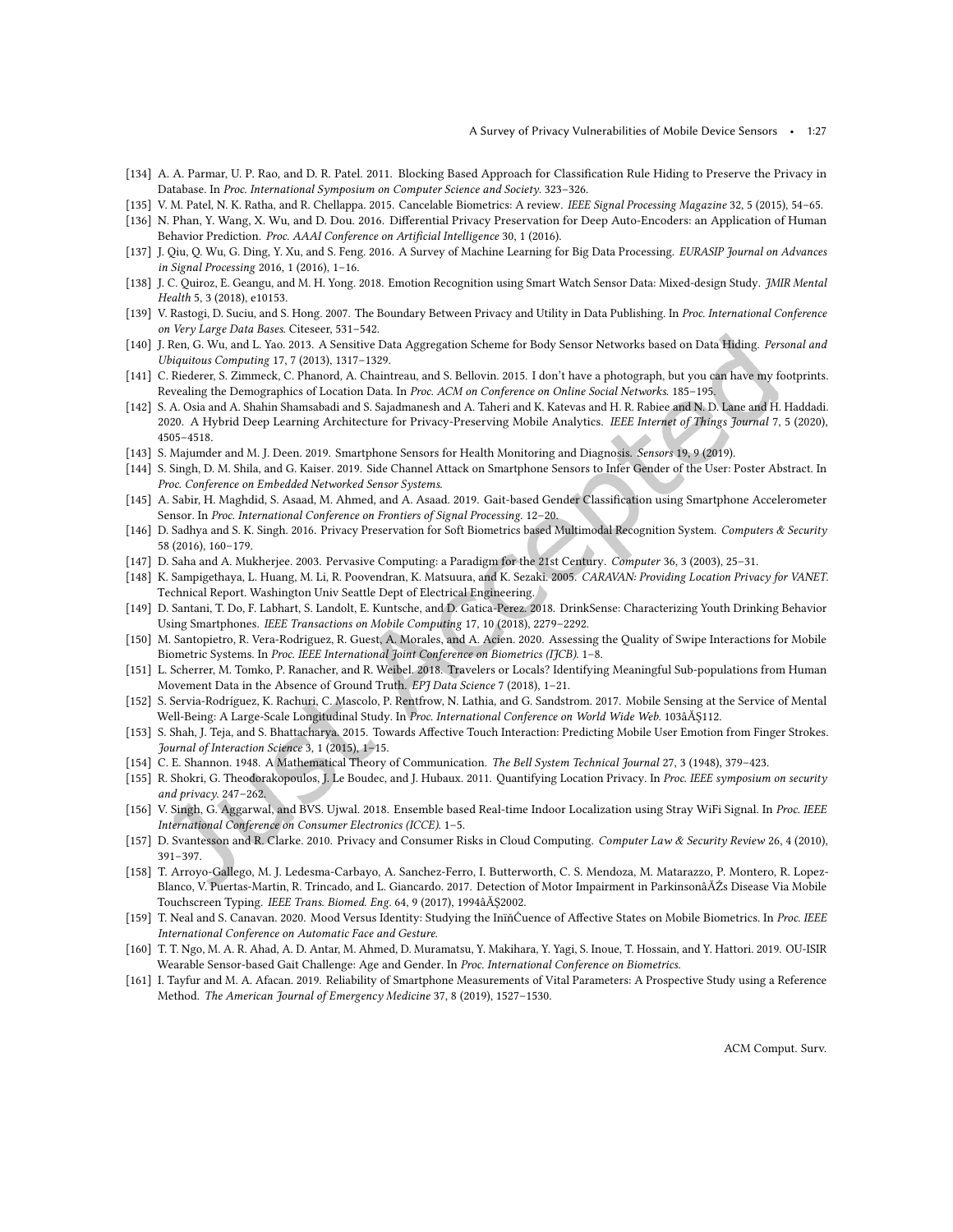[134] A. A. Parmar, U. P. Rao, and D. R. Patel. 2011. Blocking Based Approach for Classification Rule Hiding to Preserve the Privacy in Database. In *Proc. International Symposium on Computer Science and Society*. 323–326.

[135] V. M. Patel, N. K. Ratha, and R. Chellappa. 2015. Cancelable Biometrics: A review. *IEEE Signal Processing Magazine* 32, 5 (2015), 54–65.

[136] N. Phan, Y. Wang, X. Wu, and D. Dou. 2016. Differential Privacy Preservation for Deep Auto-Encoders: an Application of Human Behavior Prediction. *Proc. AAAI Conference on Artificial Intelligence* 30, 1 (2016).

[137] J. Qiu, Q. Wu, G. Ding, Y. Xu, and S. Feng. 2016. A Survey of Machine Learning for Big Data Processing. *EURASIP Journal on Advances in Signal Processing* 2016, 1 (2016), 1–16.

[138] J. C. Quiroz, E. Geangu, and M. H. Yong. 2018. Emotion Recognition using Smart Watch Sensor Data: Mixed-design Study. *JMIR Mental Health* 5, 3 (2018), e10153.

[139] V. Rastogi, D. Suciu, and S. Hong. 2007. The Boundary Between Privacy and Utility in Data Publishing. In *Proc. International Conference on Very Large Data Bases*. Citeseer, 531–542.

[140] J. Ren, G. Wu, and L. Yao. 2013. A Sensitive Data Aggregation Scheme for Body Sensor Networks based on Data Hiding. *Personal and Ubiquitous Computing* 17, 7 (2013), 1317–1329.

[141] C. Riederer, S. Zimmeck, C. Phanord, A. Chaintreau, and S. Bellovin. 2015. I don't have a photograph, but you can have my footprints. Revealing the Demographics of Location Data. In *Proc. ACM on Conference on Online Social Networks*. 185–195.

[142] S. A. Osia and A. Shahin Shamsabadi and S. Sajadmanesh and A. Taheri and K. Katevas and H. R. Rabiee and N. D. Lane and H. Haddadi. 2020. A Hybrid Deep Learning Architecture for Privacy-Preserving Mobile Analytics. *IEEE Internet of Things Journal* 7, 5 (2020), 4505–4518.

[143] S. Majumder and M. J. Deen. 2019. Smartphone Sensors for Health Monitoring and Diagnosis. *Sensors* 19, 9 (2019).

[144] S. Singh, D. M. Shila, and G. Kaiser. 2019. Side Channel Attack on Smartphone Sensors to Infer Gender of the User: Poster Abstract. In *Proc. Conference on Embedded Networked Sensor Systems*.

[145] A. Sabir, H. Maghdid, S. Asaad, M. Ahmed, and A. Asaad. 2019. Gait-based Gender Classification using Smartphone Accelerometer Sensor. In *Proc. International Conference on Frontiers of Signal Processing*. 12–20.

[146] D. Sadhya and S. K. Singh. 2016. Privacy Preservation for Soft Biometrics based Multimodal Recognition System. *Computers & Security* 58 (2016), 160–179.

[147] D. Saha and A. Mukherjee. 2003. Pervasive Computing: a Paradigm for the 21st Century. *Computer* 36, 3 (2003), 25–31.

[148] K. Sampigethaya, L. Huang, M. Li, R. Poovendran, K. Matsuura, and K. Sezaki. 2005. *CARAVAN: Providing Location Privacy for VANET*. Technical Report. Washington Univ Seattle Dept of Electrical Engineering.

[149] D. Santani, T. Do, F. Labhart, S. Landolt, E. Kuntsche, and D. Gatica-Perez. 2018. DrinkSense: Characterizing Youth Drinking Behavior Using Smartphones. *IEEE Transactions on Mobile Computing* 17, 10 (2018), 2279–2292.

[150] M. Santopietro, R. Vera-Rodriguez, R. Guest, A. Morales, and A. Acien. 2020. Assessing the Quality of Swipe Interactions for Mobile Biometric Systems. In *Proc. IEEE International Joint Conference on Biometrics (IJCB)*. 1–8.

[151] L. Scherrer, M. Tomko, P. Ranacher, and R. Weibel. 2018. Travelers or Locals? Identifying Meaningful Sub-populations from Human Movement Data in the Absence of Ground Truth. *EPJ Data Science* 7 (2018), 1–21.

[152] S. Servia-Rodríguez, K. Rachuri, C. Mascolo, P. Rentfrow, N. Lathia, and G. Sandstrom. 2017. Mobile Sensing at the Service of Mental Well-Being: A Large-Scale Longitudinal Study. In *Proc. International Conference on World Wide Web*. 103âĂŞ112.

[153] S. Shah, J. Teja, and S. Bhattacharya. 2015. Towards Affective Touch Interaction: Predicting Mobile User Emotion from Finger Strokes. *Journal of Interaction Science* 3, 1 (2015), 1–15.

[154] C. E. Shannon. 1948. A Mathematical Theory of Communication. *The Bell System Technical Journal* 27, 3 (1948), 379–423.

[155] R. Shokri, G. Theodorakopoulos, J. Le Boudec, and J. Hubaux. 2011. Quantifying Location Privacy. In *Proc. IEEE symposium on security and privacy*. 247–262.

[156] V. Singh, G. Aggarwal, and BVS. Ujwal. 2018. Ensemble based Real-time Indoor Localization using Stray WiFi Signal. In *Proc. IEEE International Conference on Consumer Electronics (ICCE)*. 1–5.

[157] D. Svantesson and R. Clarke. 2010. Privacy and Consumer Risks in Cloud Computing. *Computer Law & Security Review* 26, 4 (2010), 391–397.

[158] T. Arroyo-Gallego, M. J. Ledesma-Carbayo, A. Sanchez-Ferro, I. Butterworth, C. S. Mendoza, M. Matarazzo, P. Montero, R. Lopez-Blanco, V. Puertas-Martin, R. Trincado, and L. Giancardo. 2017. Detection of Motor Impairment in ParkinsonâĂŹs Disease Via Mobile Touchscreen Typing. *IEEE Trans. Biomed. Eng.* 64, 9 (2017), 1994âĂŞ2002.

[159] T. Neal and S. Canavan. 2020. Mood Versus Identity: Studying the InïňĆuence of Affective States on Mobile Biometrics. In *Proc. IEEE International Conference on Automatic Face and Gesture*.

[160] T. T. Ngo, M. A. R. Ahad, A. D. Antar, M. Ahmed, D. Muramatsu, Y. Makihara, Y. Yagi, S. Inoue, T. Hossain, and Y. Hattori. 2019. OU-ISIR Wearable Sensor-based Gait Challenge: Age and Gender. In *Proc. International Conference on Biometrics*.

[161] I. Tayfur and M. A. Afacan. 2019. Reliability of Smartphone Measurements of Vital Parameters: A Prospective Study using a Reference Method. *The American Journal of Emergency Medicine* 37, 8 (2019), 1527–1530.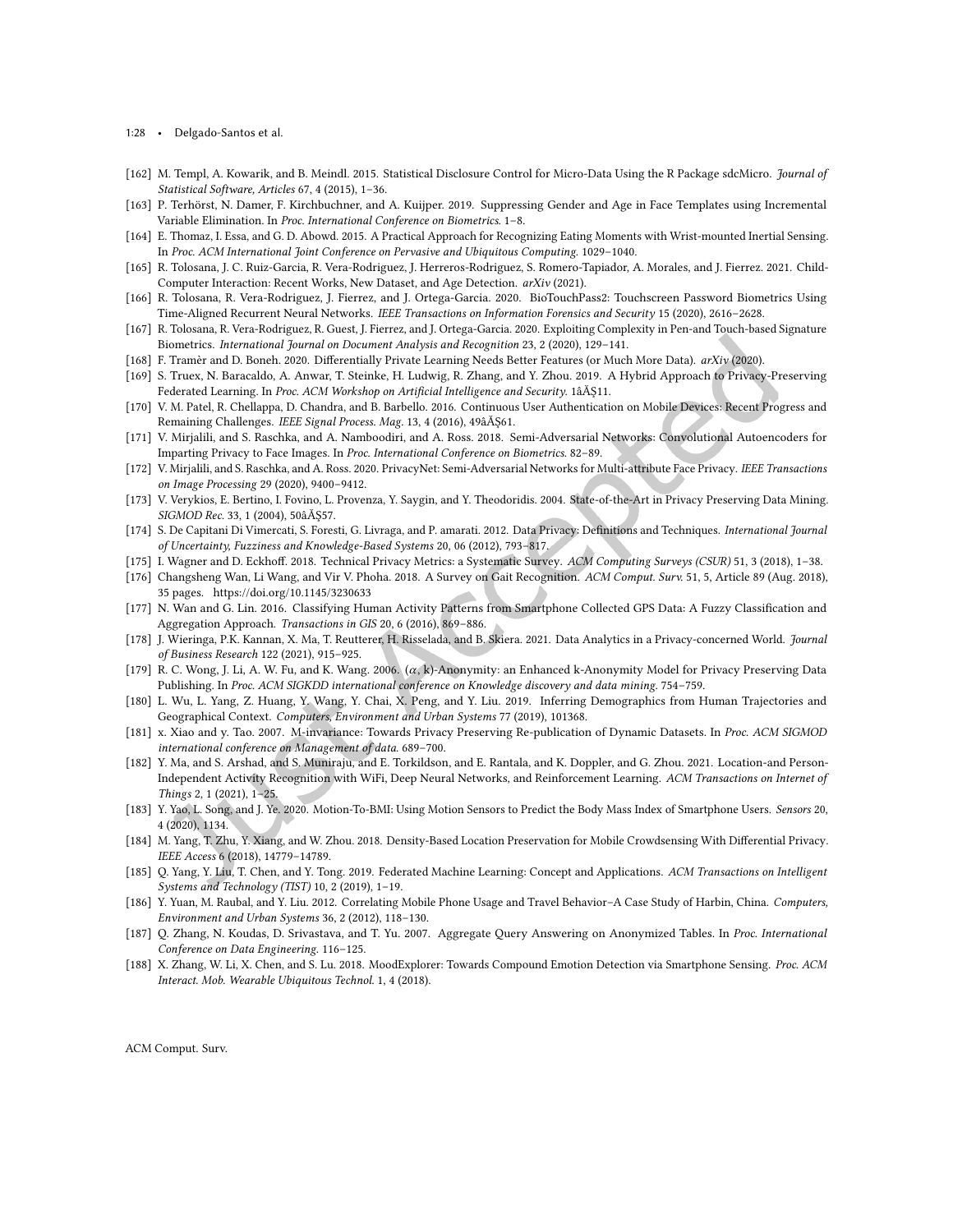[162] M. Templ, A. Kowarik, and B. Meindl. 2015. Statistical Disclosure Control for Micro-Data Using the R Package sdcMicro. *Journal of Statistical Software, Articles* 67, 4 (2015), 1–36.

[163] P. Terhörst, N. Damer, F. Kirchbuchner, and A. Kuijper. 2019. Suppressing Gender and Age in Face Templates using Incremental Variable Elimination. In *Proc. International Conference on Biometrics*. 1–8.

[164] E. Thomaz, I. Essa, and G. D. Abowd. 2015. A Practical Approach for Recognizing Eating Moments with Wrist-mounted Inertial Sensing. In *Proc. ACM International Joint Conference on Pervasive and Ubiquitous Computing*. 1029–1040.

[165] R. Tolosana, J. C. Ruiz-Garcia, R. Vera-Rodriguez, J. Herreros-Rodriguez, S. Romero-Tapiador, A. Morales, and J. Fierrez. 2021. Child-Computer Interaction: Recent Works, New Dataset, and Age Detection. *arXiv* (2021).

[166] R. Tolosana, R. Vera-Rodriguez, J. Fierrez, and J. Ortega-Garcia. 2020. BioTouchPass2: Touchscreen Password Biometrics Using Time-Aligned Recurrent Neural Networks. *IEEE Transactions on Information Forensics and Security* 15 (2020), 2616–2628.

[167] R. Tolosana, R. Vera-Rodriguez, R. Guest, J. Fierrez, and J. Ortega-Garcia. 2020. Exploiting Complexity in Pen-and Touch-based Signature Biometrics. *International Journal on Document Analysis and Recognition* 23, 2 (2020), 129–141.

[168] F. Tramèr and D. Boneh. 2020. Differentially Private Learning Needs Better Features (or Much More Data). *arXiv* (2020).

[169] S. Truex, N. Baracaldo, A. Anwar, T. Steinke, H. Ludwig, R. Zhang, and Y. Zhou. 2019. A Hybrid Approach to Privacy-Preserving Federated Learning. In *Proc. ACM Workshop on Artificial Intelligence and Security*. 1âĂŞ11.

[170] V. M. Patel, R. Chellappa, D. Chandra, and B. Barbello. 2016. Continuous User Authentication on Mobile Devices: Recent Progress and Remaining Challenges. *IEEE Signal Process. Mag.* 13, 4 (2016), 49âĂŞ61.

[171] V. Mirjalili, and S. Raschka, and A. Namboodiri, and A. Ross. 2018. Semi-Adversarial Networks: Convolutional Autoencoders for Imparting Privacy to Face Images. In *Proc. International Conference on Biometrics*. 82–89.

[172] V. Mirjalili, and S. Raschka, and A. Ross. 2020. PrivacyNet: Semi-Adversarial Networks for Multi-attribute Face Privacy. *IEEE Transactions on Image Processing* 29 (2020), 9400–9412.

[173] V. Verykios, E. Bertino, I. Fovino, L. Provenza, Y. Saygin, and Y. Theodoridis. 2004. State-of-the-Art in Privacy Preserving Data Mining. *SIGMOD Rec.* 33, 1 (2004), 50âĂŞ57.

[174] S. De Capitani Di Vimercati, S. Foresti, G. Livraga, and P. amarati. 2012. Data Privacy: Definitions and Techniques. *International Journal of Uncertainty, Fuzziness and Knowledge-Based Systems* 20, 06 (2012), 793–817.

[175] I. Wagner and D. Eckhoff. 2018. Technical Privacy Metrics: a Systematic Survey. *ACM Computing Surveys (CSUR)* 51, 3 (2018), 1–38.

[176] Changsheng Wan, Li Wang, and Vir V. Phoha. 2018. A Survey on Gait Recognition. *ACM Comput. Surv.* 51, 5, Article 89 (Aug. 2018), 35 pages. https://doi.org/10.1145/3230633

[177] N. Wan and G. Lin. 2016. Classifying Human Activity Patterns from Smartphone Collected GPS Data: A Fuzzy Classification and Aggregation Approach. *Transactions in GIS* 20, 6 (2016), 869–886.

[178] J. Wieringa, P.K. Kannan, X. Ma, T. Reutterer, H. Risselada, and B. Skiera. 2021. Data Analytics in a Privacy-concerned World. *Journal of Business Research* 122 (2021), 915–925.

[179] R. C. Wong, J. Li, A. W. Fu, and K. Wang. 2006. ($\alpha$, k)-Anonymity: an Enhanced k-Anonymity Model for Privacy Preserving Data Publishing. In *Proc. ACM SIGKDD international conference on Knowledge discovery and data mining*. 754–759.

[180] L. Wu, L. Yang, Z. Huang, Y. Wang, Y. Chai, X. Peng, and Y. Liu. 2019. Inferring Demographics from Human Trajectories and Geographical Context. *Computers, Environment and Urban Systems* 77 (2019), 101368.

[181] x. Xiao and y. Tao. 2007. M-invariance: Towards Privacy Preserving Re-publication of Dynamic Datasets. In *Proc. ACM SIGMOD international conference on Management of data*. 689–700.

[182] Y. Ma, and S. Arshad, and S. Muniraju, and E. Torkildson, and E. Rantala, and K. Doppler, and G. Zhou. 2021. Location-and Person-Independent Activity Recognition with WiFi, Deep Neural Networks, and Reinforcement Learning. *ACM Transactions on Internet of Things* 2, 1 (2021), 1–25.

[183] Y. Yao, L. Song, and J. Ye. 2020. Motion-To-BMI: Using Motion Sensors to Predict the Body Mass Index of Smartphone Users. *Sensors* 20, 4 (2020), 1134.

[184] M. Yang, T. Zhu, Y. Xiang, and W. Zhou. 2018. Density-Based Location Preservation for Mobile Crowdsensing With Differential Privacy. *IEEE Access* 6 (2018), 14779–14789.

[185] Q. Yang, Y. Liu, T. Chen, and Y. Tong. 2019. Federated Machine Learning: Concept and Applications. *ACM Transactions on Intelligent Systems and Technology (TIST)* 10, 2 (2019), 1–19.

[186] Y. Yuan, M. Raubal, and Y. Liu. 2012. Correlating Mobile Phone Usage and Travel Behavior–A Case Study of Harbin, China. *Computers, Environment and Urban Systems* 36, 2 (2012), 118–130.

[187] Q. Zhang, N. Koudas, D. Srivastava, and T. Yu. 2007. Aggregate Query Answering on Anonymized Tables. In *Proc. International Conference on Data Engineering*. 116–125.

[188] X. Zhang, W. Li, X. Chen, and S. Lu. 2018. MoodExplorer: Towards Compound Emotion Detection via Smartphone Sensing. *Proc. ACM Interact. Mob. Wearable Ubiquitous Technol.* 1, 4 (2018).